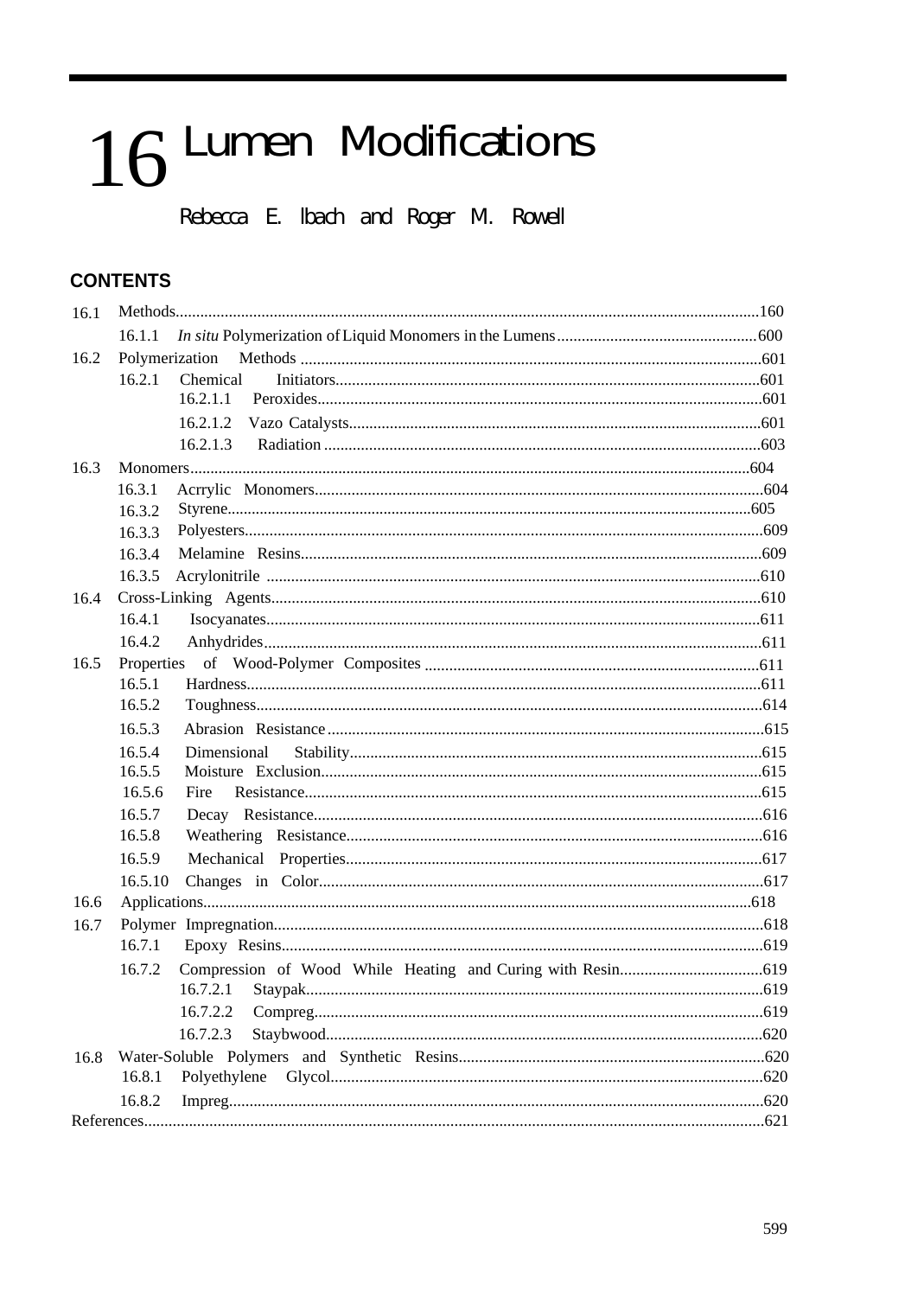# 16 Lumen Modifications

**Rebecca E. Ibach and Roger M. Rowell**

## CONTENTS

16.1 Methods.....160
- 16.1.1 *In situ* Polymerization of Liquid Monomers in the Lumens.....600

16.2 Polymerization Methods.....601
- 16.2.1 Chemical Initiators.....601
  - 16.2.1.1 Peroxides.....601
  - 16.2.1.2 Vazo Catalysts.....601
  - 16.2.1.3 Radiation.....603

16.3 Monomers.....604
- 16.3.1 Acrrylic Monomers.....604
- 16.3.2 Styrene.....605
- 16.3.3 Polyesters.....609
- 16.3.4 Melamine Resins.....609
- 16.3.5 Acrylonitrile.....610

16.4 Cross-Linking Agents.....610
- 16.4.1 Isocyanates.....611
- 16.4.2 Anhydrides.....611

16.5 Properties of Wood-Polymer Composites.....611
- 16.5.1 Hardness.....611
- 16.5.2 Toughness.....614
- 16.5.3 Abrasion Resistance.....615
- 16.5.4 Dimensional Stability.....615
- 16.5.5 Moisture Exclusion.....615
- 16.5.6 Fire Resistance.....615
- 16.5.7 Decay Resistance.....616
- 16.5.8 Weathering Resistance.....616
- 16.5.9 Mechanical Properties.....617
- 16.5.10 Changes in Color.....617

16.6 Applications.....618

16.7 Polymer Impregnation.....618
- 16.7.1 Epoxy Resins.....619
- 16.7.2 Compression of Wood While Heating and Curing with Resin.....619
  - 16.7.2.1 Staypak.....619
  - 16.7.2.2 Compreg.....619
  - 16.7.2.3 Staybwood.....620

16.8 Water-Soluble Polymers and Synthetic Resins.....620
- 16.8.1 Polyethylene Glycol.....620
- 16.8.2 Impreg.....620

References.....621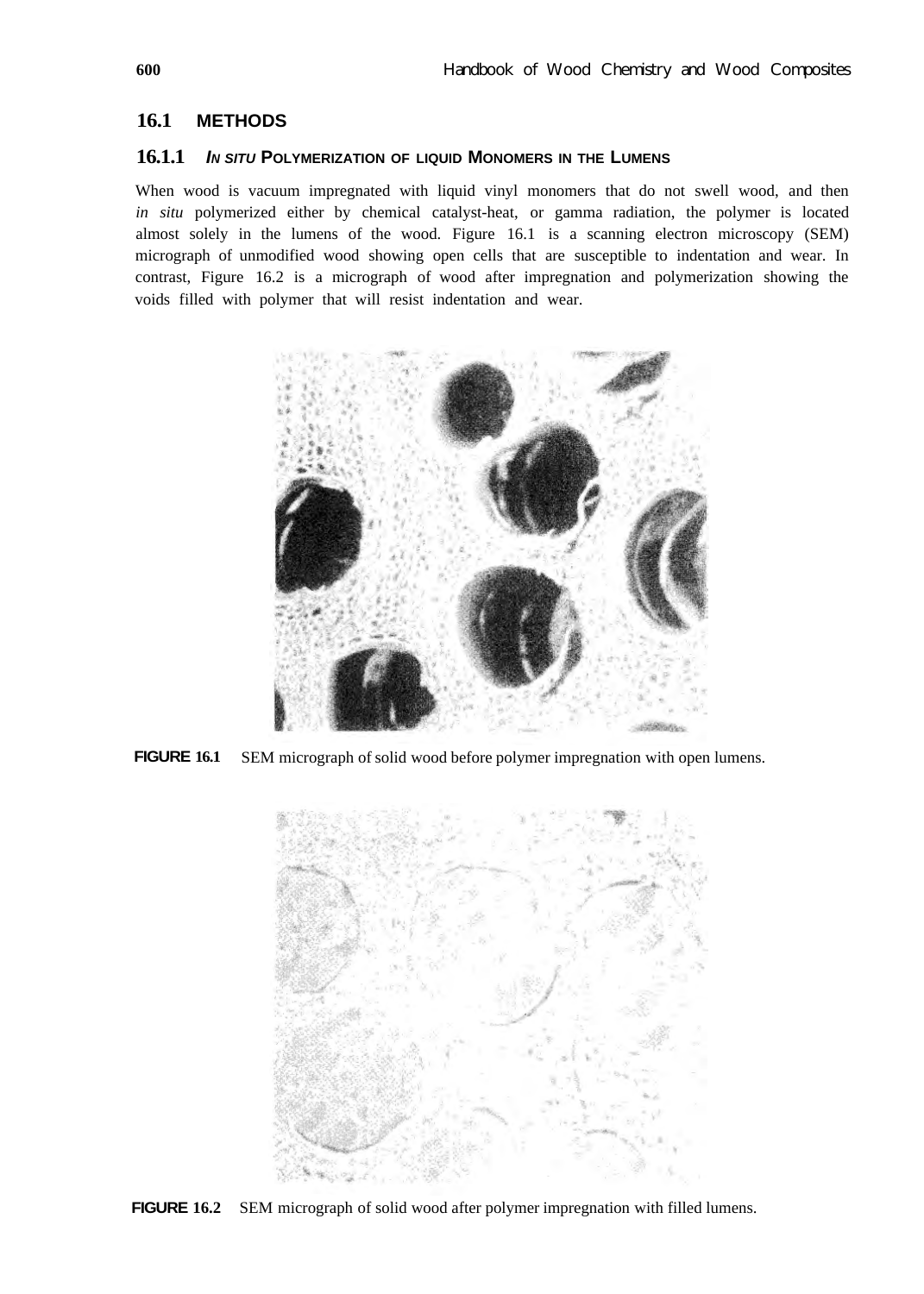## 16.1 METHODS

### 16.1.1 *IN SITU* POLYMERIZATION OF LIQUID MONOMERS IN THE LUMENS

When wood is vacuum impregnated with liquid vinyl monomers that do not swell wood, and then *in situ* polymerized either by chemical catalyst-heat, or gamma radiation, the polymer is located almost solely in the lumens of the wood. Figure 16.1 is a scanning electron microscopy (SEM) micrograph of unmodified wood showing open cells that are susceptible to indentation and wear. In contrast, Figure 16.2 is a micrograph of wood after impregnation and polymerization showing the voids filled with polymer that will resist indentation and wear.

**FIGURE 16.1** SEM micrograph of solid wood before polymer impregnation with open lumens.

**FIGURE 16.2** SEM micrograph of solid wood after polymer impregnation with filled lumens.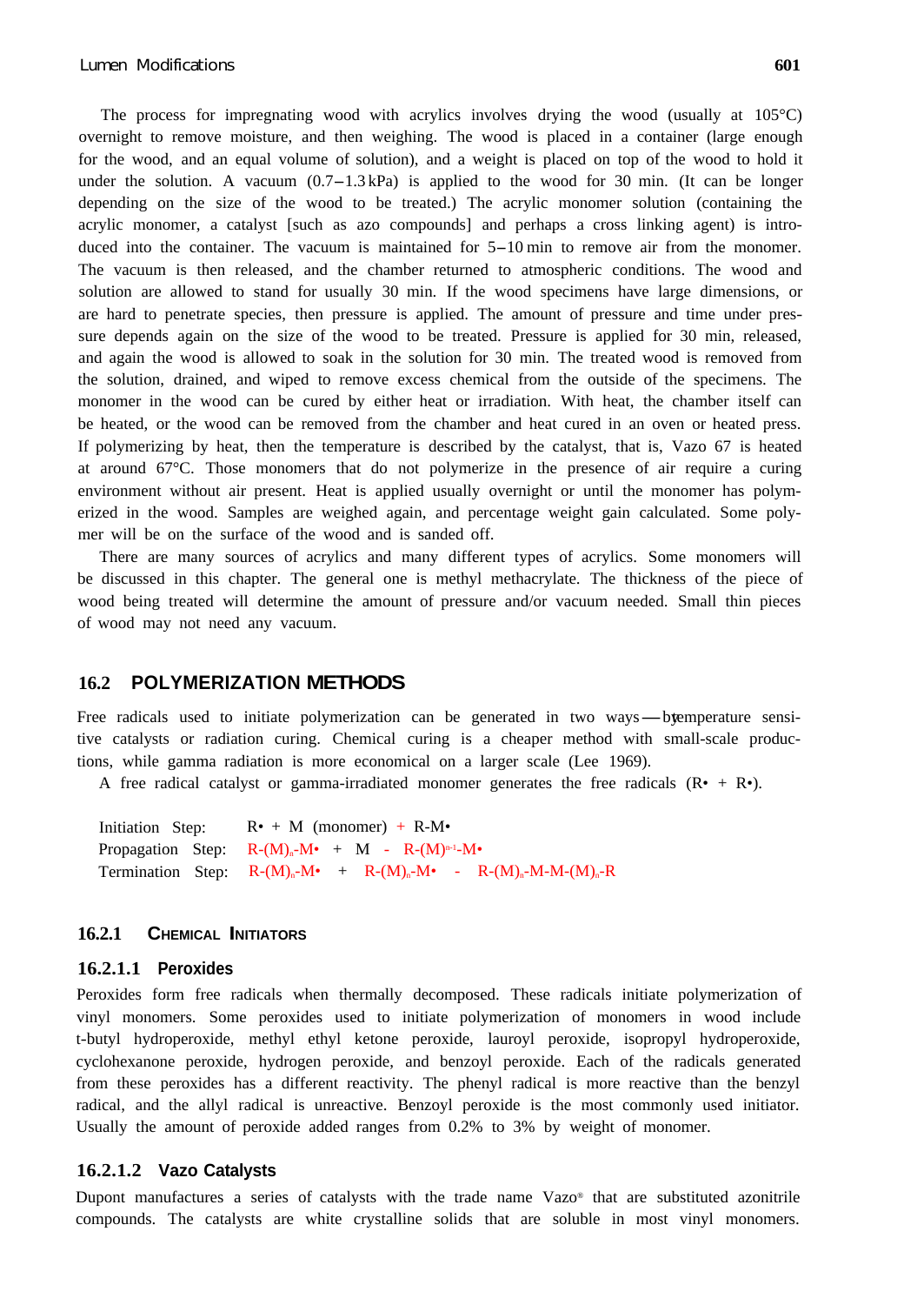The process for impregnating wood with acrylics involves drying the wood (usually at 105°C) overnight to remove moisture, and then weighing. The wood is placed in a container (large enough for the wood, and an equal volume of solution), and a weight is placed on top of the wood to hold it under the solution. A vacuum (0.7–1.3 kPa) is applied to the wood for 30 min. (It can be longer depending on the size of the wood to be treated.) The acrylic monomer solution (containing the acrylic monomer, a catalyst [such as azo compounds] and perhaps a cross linking agent) is introduced into the container. The vacuum is maintained for 5–10 min to remove air from the monomer. The vacuum is then released, and the chamber returned to atmospheric conditions. The wood and solution are allowed to stand for usually 30 min. If the wood specimens have large dimensions, or are hard to penetrate species, then pressure is applied. The amount of pressure and time under pressure depends again on the size of the wood to be treated. Pressure is applied for 30 min, released, and again the wood is allowed to soak in the solution for 30 min. The treated wood is removed from the solution, drained, and wiped to remove excess chemical from the outside of the specimens. The monomer in the wood can be cured by either heat or irradiation. With heat, the chamber itself can be heated, or the wood can be removed from the chamber and heat cured in an oven or heated press. If polymerizing by heat, then the temperature is described by the catalyst, that is, Vazo 67 is heated at around 67°C. Those monomers that do not polymerize in the presence of air require a curing environment without air present. Heat is applied usually overnight or until the monomer has polymerized in the wood. Samples are weighed again, and percentage weight gain calculated. Some polymer will be on the surface of the wood and is sanded off.

There are many sources of acrylics and many different types of acrylics. Some monomers will be discussed in this chapter. The general one is methyl methacrylate. The thickness of the piece of wood being treated will determine the amount of pressure and/or vacuum needed. Small thin pieces of wood may not need any vacuum.

## 16.2 POLYMERIZATION METHODS

Free radicals used to initiate polymerization can be generated in two ways—by temperature sensitive catalysts or radiation curing. Chemical curing is a cheaper method with small-scale productions, while gamma radiation is more economical on a larger scale (Lee 1969).

A free radical catalyst or gamma-irradiated monomer generates the free radicals (R• + R•).

Initiation Step: R• + M (monomer) + R-M•

Propagation Step: $R\text{-}(M)_n\text{-}M\bullet$ + M - $R\text{-}(M)_{n+1}\text{-}M\bullet$

Termination Step: $R\text{-}(M)_n\text{-}M\bullet$ + $R\text{-}(M)_n\text{-}M\bullet$ - $R\text{-}(M)_n\text{-}M\text{-}M\text{-}(M)_n\text{-}R$

### 16.2.1 Chemical Initiators

#### 16.2.1.1 Peroxides

Peroxides form free radicals when thermally decomposed. These radicals initiate polymerization of vinyl monomers. Some peroxides used to initiate polymerization of monomers in wood include t-butyl hydroperoxide, methyl ethyl ketone peroxide, lauroyl peroxide, isopropyl hydroperoxide, cyclohexanone peroxide, hydrogen peroxide, and benzoyl peroxide. Each of the radicals generated from these peroxides has a different reactivity. The phenyl radical is more reactive than the benzyl radical, and the allyl radical is unreactive. Benzoyl peroxide is the most commonly used initiator. Usually the amount of peroxide added ranges from 0.2% to 3% by weight of monomer.

#### 16.2.1.2 Vazo Catalysts

Dupont manufactures a series of catalysts with the trade name Vazo® that are substituted azonitrile compounds. The catalysts are white crystalline solids that are soluble in most vinyl monomers.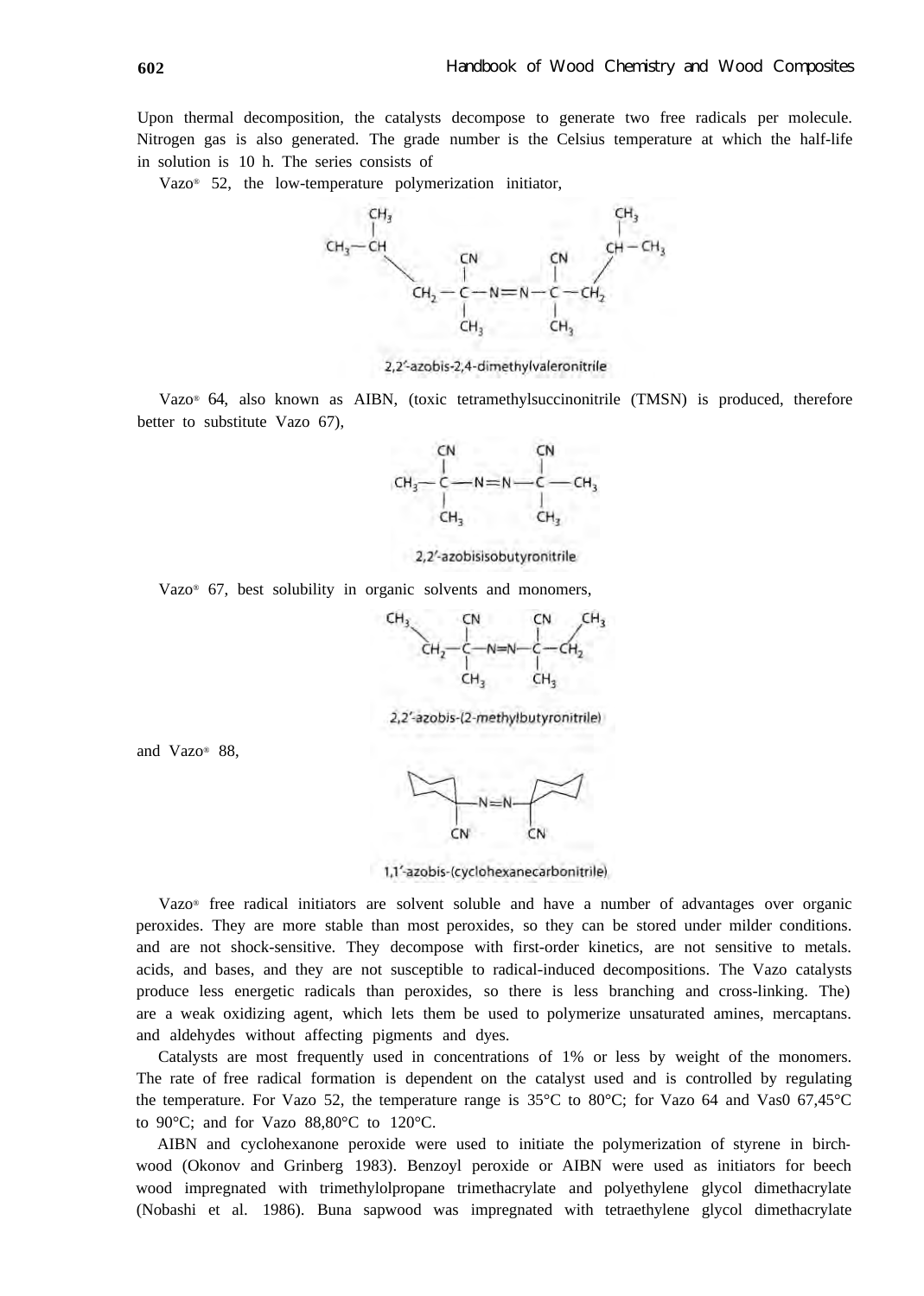Upon thermal decomposition, the catalysts decompose to generate two free radicals per molecule. Nitrogen gas is also generated. The grade number is the Celsius temperature at which the half-life in solution is 10 h. The series consists of

Vazo® 52, the low-temperature polymerization initiator,

2,2′-azobis-2,4-dimethylvaleronitrile

Vazo® 64, also known as AIBN, (toxic tetramethylsuccinonitrile (TMSN) is produced, therefore better to substitute Vazo 67),

2,2′-azobisisobutyronitrile

Vazo® 67, best solubility in organic solvents and monomers,

2,2′-azobis-(2-methylbutyronitrile)

and Vazo® 88,

1,1′-azobis-(cyclohexanecarbonitrile)

Vazo® free radical initiators are solvent soluble and have a number of advantages over organic peroxides. They are more stable than most peroxides, so they can be stored under milder conditions. and are not shock-sensitive. They decompose with first-order kinetics, are not sensitive to metals. acids, and bases, and they are not susceptible to radical-induced decompositions. The Vazo catalysts produce less energetic radicals than peroxides, so there is less branching and cross-linking. The) are a weak oxidizing agent, which lets them be used to polymerize unsaturated amines, mercaptans. and aldehydes without affecting pigments and dyes.

Catalysts are most frequently used in concentrations of 1% or less by weight of the monomers. The rate of free radical formation is dependent on the catalyst used and is controlled by regulating the temperature. For Vazo 52, the temperature range is 35°C to 80°C; for Vazo 64 and Vas0 67,45°C to 90°C; and for Vazo 88,80°C to 120°C.

AIBN and cyclohexanone peroxide were used to initiate the polymerization of styrene in birch-wood (Okonov and Grinberg 1983). Benzoyl peroxide or AIBN were used as initiators for beech wood impregnated with trimethylolpropane trimethacrylate and polyethylene glycol dimethacrylate (Nobashi et al. 1986). Buna sapwood was impregnated with tetraethylene glycol dimethacrylate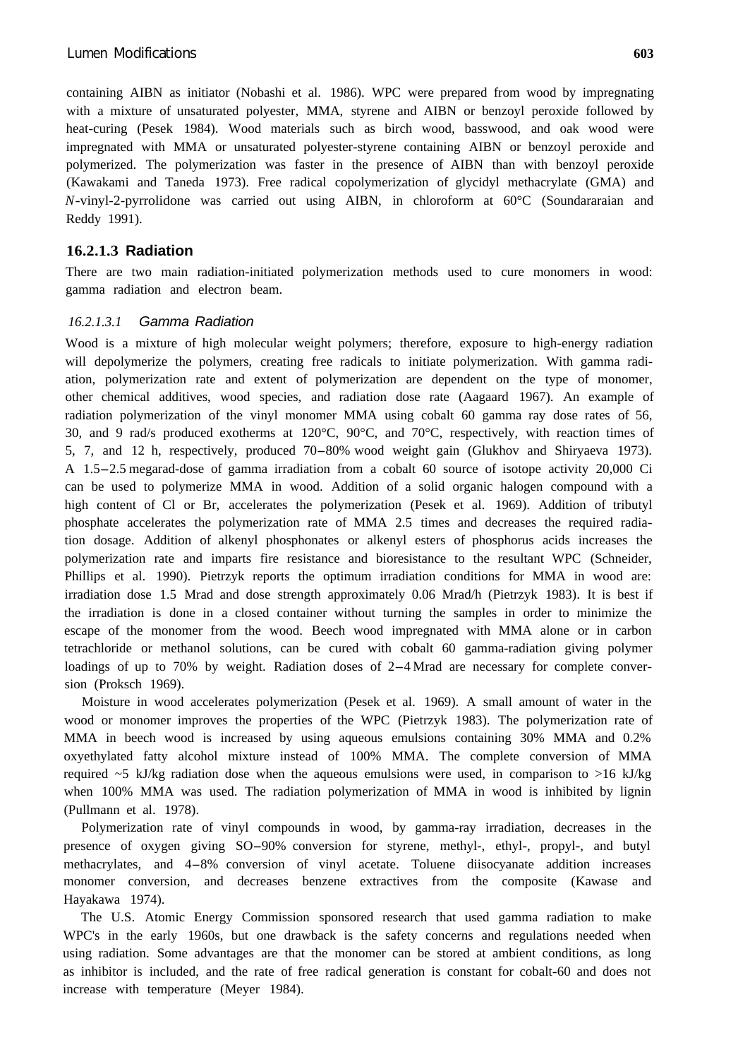containing AIBN as initiator (Nobashi et al. 1986). WPC were prepared from wood by impregnating with a mixture of unsaturated polyester, MMA, styrene and AIBN or benzoyl peroxide followed by heat-curing (Pesek 1984). Wood materials such as birch wood, basswood, and oak wood were impregnated with MMA or unsaturated polyester-styrene containing AIBN or benzoyl peroxide and polymerized. The polymerization was faster in the presence of AIBN than with benzoyl peroxide (Kawakami and Taneda 1973). Free radical copolymerization of glycidyl methacrylate (GMA) and *N*-vinyl-2-pyrrolidone was carried out using AIBN, in chloroform at 60°C (Soundararaian and Reddy 1991).

### 16.2.1.3 Radiation

There are two main radiation-initiated polymerization methods used to cure monomers in wood: gamma radiation and electron beam.

#### 16.2.1.3.1 *Gamma Radiation*

Wood is a mixture of high molecular weight polymers; therefore, exposure to high-energy radiation will depolymerize the polymers, creating free radicals to initiate polymerization. With gamma radiation, polymerization rate and extent of polymerization are dependent on the type of monomer, other chemical additives, wood species, and radiation dose rate (Aagaard 1967). An example of radiation polymerization of the vinyl monomer MMA using cobalt 60 gamma ray dose rates of 56, 30, and 9 rad/s produced exotherms at 120°C, 90°C, and 70°C, respectively, with reaction times of 5, 7, and 12 h, respectively, produced 70–80% wood weight gain (Glukhov and Shiryaeva 1973). A 1.5–2.5 megarad-dose of gamma irradiation from a cobalt 60 source of isotope activity 20,000 Ci can be used to polymerize MMA in wood. Addition of a solid organic halogen compound with a high content of Cl or Br, accelerates the polymerization (Pesek et al. 1969). Addition of tributyl phosphate accelerates the polymerization rate of MMA 2.5 times and decreases the required radiation dosage. Addition of alkenyl phosphonates or alkenyl esters of phosphorus acids increases the polymerization rate and imparts fire resistance and bioresistance to the resultant WPC (Schneider, Phillips et al. 1990). Pietrzyk reports the optimum irradiation conditions for MMA in wood are: irradiation dose 1.5 Mrad and dose strength approximately 0.06 Mrad/h (Pietrzyk 1983). It is best if the irradiation is done in a closed container without turning the samples in order to minimize the escape of the monomer from the wood. Beech wood impregnated with MMA alone or in carbon tetrachloride or methanol solutions, can be cured with cobalt 60 gamma-radiation giving polymer loadings of up to 70% by weight. Radiation doses of 2–4 Mrad are necessary for complete conversion (Proksch 1969).

Moisture in wood accelerates polymerization (Pesek et al. 1969). A small amount of water in the wood or monomer improves the properties of the WPC (Pietrzyk 1983). The polymerization rate of MMA in beech wood is increased by using aqueous emulsions containing 30% MMA and 0.2% oxyethylated fatty alcohol mixture instead of 100% MMA. The complete conversion of MMA required ~5 kJ/kg radiation dose when the aqueous emulsions were used, in comparison to >16 kJ/kg when 100% MMA was used. The radiation polymerization of MMA in wood is inhibited by lignin (Pullmann et al. 1978).

Polymerization rate of vinyl compounds in wood, by gamma-ray irradiation, decreases in the presence of oxygen giving SO–90% conversion for styrene, methyl-, ethyl-, propyl-, and butyl methacrylates, and 4–8% conversion of vinyl acetate. Toluene diisocyanate addition increases monomer conversion, and decreases benzene extractives from the composite (Kawase and Hayakawa 1974).

The U.S. Atomic Energy Commission sponsored research that used gamma radiation to make WPC's in the early 1960s, but one drawback is the safety concerns and regulations needed when using radiation. Some advantages are that the monomer can be stored at ambient conditions, as long as inhibitor is included, and the rate of free radical generation is constant for cobalt-60 and does not increase with temperature (Meyer 1984).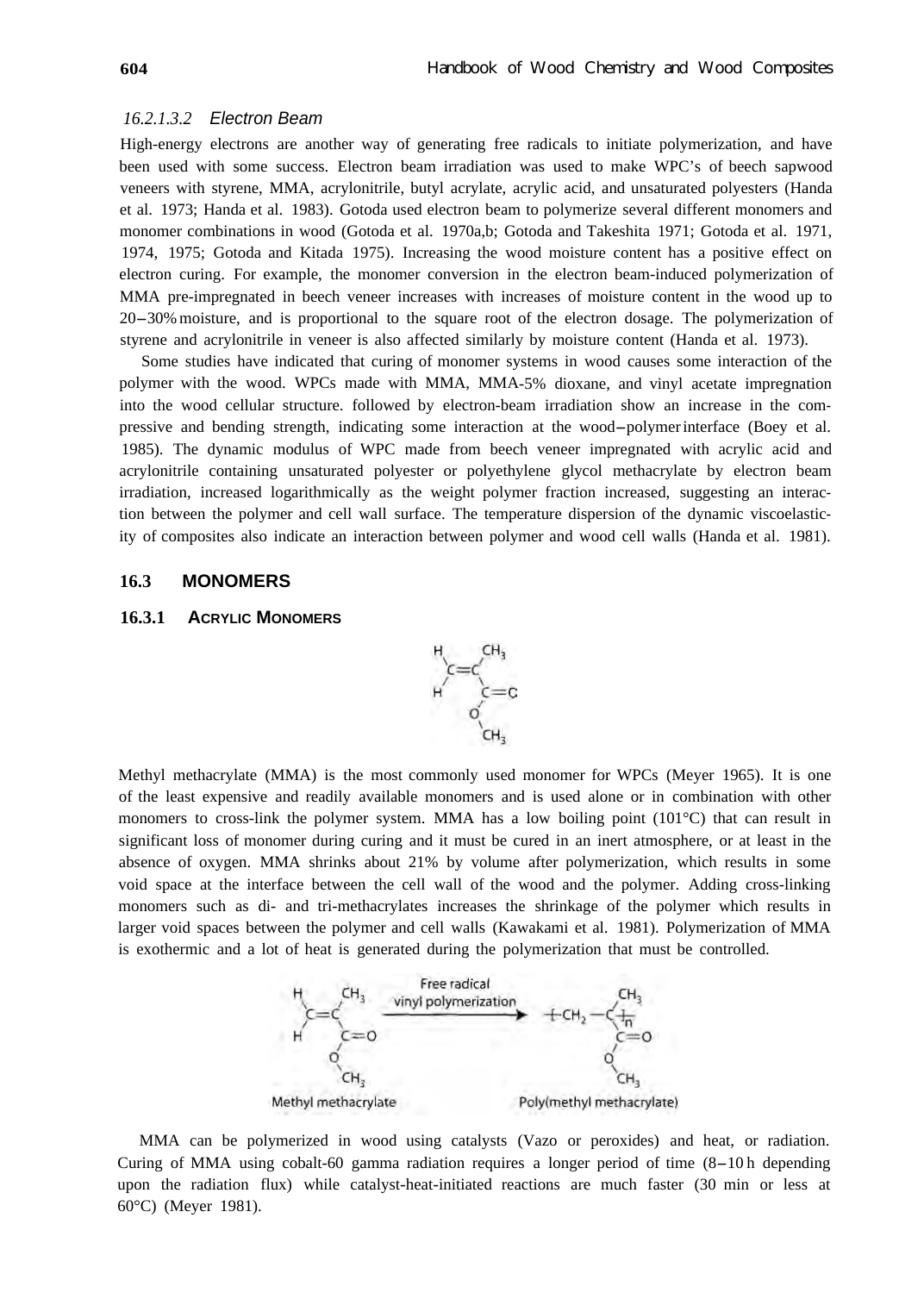#### *16.2.1.3.2 Electron Beam*

High-energy electrons are another way of generating free radicals to initiate polymerization, and have been used with some success. Electron beam irradiation was used to make WPC's of beech sapwood veneers with styrene, MMA, acrylonitrile, butyl acrylate, acrylic acid, and unsaturated polyesters (Handa et al. 1973; Handa et al. 1983). Gotoda used electron beam to polymerize several different monomers and monomer combinations in wood (Gotoda et al. 1970a,b; Gotoda and Takeshita 1971; Gotoda et al. 1971, 1974, 1975; Gotoda and Kitada 1975). Increasing the wood moisture content has a positive effect on electron curing. For example, the monomer conversion in the electron beam-induced polymerization of MMA pre-impregnated in beech veneer increases with increases of moisture content in the wood up to 20–30% moisture, and is proportional to the square root of the electron dosage. The polymerization of styrene and acrylonitrile in veneer is also affected similarly by moisture content (Handa et al. 1973).

Some studies have indicated that curing of monomer systems in wood causes some interaction of the polymer with the wood. WPCs made with MMA, MMA-5% dioxane, and vinyl acetate impregnation into the wood cellular structure. followed by electron-beam irradiation show an increase in the compressive and bending strength, indicating some interaction at the wood–polymer interface (Boey et al. 1985). The dynamic modulus of WPC made from beech veneer impregnated with acrylic acid and acrylonitrile containing unsaturated polyester or polyethylene glycol methacrylate by electron beam irradiation, increased logarithmically as the weight polymer fraction increased, suggesting an interaction between the polymer and cell wall surface. The temperature dispersion of the dynamic viscoelasticity of composites also indicate an interaction between polymer and wood cell walls (Handa et al. 1981).

## 16.3 MONOMERS

### 16.3.1 Acrylic Monomers

Methyl methacrylate (MMA) is the most commonly used monomer for WPCs (Meyer 1965). It is one of the least expensive and readily available monomers and is used alone or in combination with other monomers to cross-link the polymer system. MMA has a low boiling point (101°C) that can result in significant loss of monomer during curing and it must be cured in an inert atmosphere, or at least in the absence of oxygen. MMA shrinks about 21% by volume after polymerization, which results in some void space at the interface between the cell wall of the wood and the polymer. Adding cross-linking monomers such as di- and tri-methacrylates increases the shrinkage of the polymer which results in larger void spaces between the polymer and cell walls (Kawakami et al. 1981). Polymerization of MMA is exothermic and a lot of heat is generated during the polymerization that must be controlled.

Methyl methacrylate → (Free radical vinyl polymerization) → Poly(methyl methacrylate)

MMA can be polymerized in wood using catalysts (Vazo or peroxides) and heat, or radiation. Curing of MMA using cobalt-60 gamma radiation requires a longer period of time (8–10 h depending upon the radiation flux) while catalyst-heat-initiated reactions are much faster (30 min or less at 60°C) (Meyer 1981).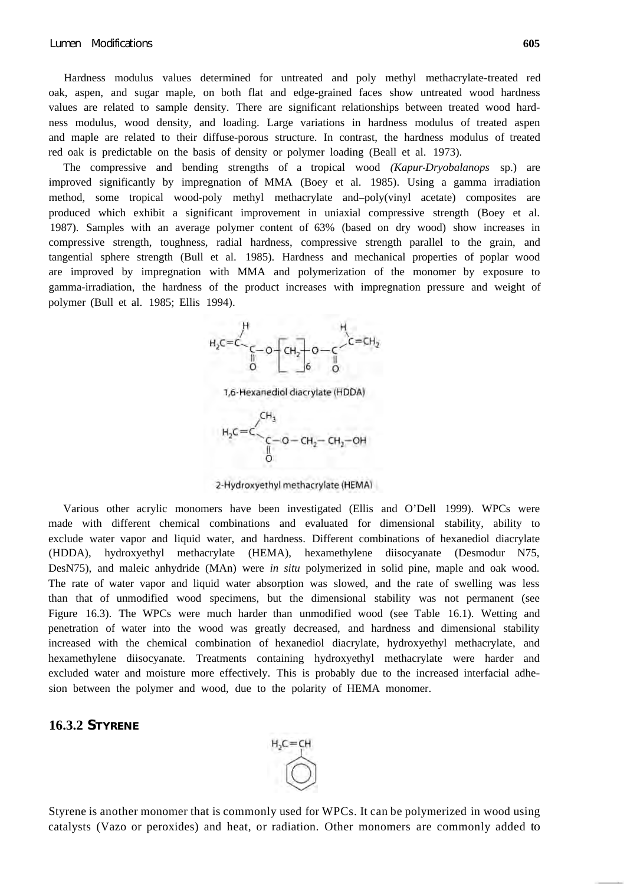Hardness modulus values determined for untreated and poly methyl methacrylate-treated red oak, aspen, and sugar maple, on both flat and edge-grained faces show untreated wood hardness values are related to sample density. There are significant relationships between treated wood hardness modulus, wood density, and loading. Large variations in hardness modulus of treated aspen and maple are related to their diffuse-porous structure. In contrast, the hardness modulus of treated red oak is predictable on the basis of density or polymer loading (Beall et al. 1973).

The compressive and bending strengths of a tropical wood *(Kapur-Dryobalanops* sp.) are improved significantly by impregnation of MMA (Boey et al. 1985). Using a gamma irradiation method, some tropical wood-poly methyl methacrylate and–poly(vinyl acetate) composites are produced which exhibit a significant improvement in uniaxial compressive strength (Boey et al. 1987). Samples with an average polymer content of 63% (based on dry wood) show increases in compressive strength, toughness, radial hardness, compressive strength parallel to the grain, and tangential sphere strength (Bull et al. 1985). Hardness and mechanical properties of poplar wood are improved by impregnation with MMA and polymerization of the monomer by exposure to gamma-irradiation, the hardness of the product increases with impregnation pressure and weight of polymer (Bull et al. 1985; Ellis 1994).

$H_2C=CH-C(=O)-O-[CH_2]_6-O-C(=O)-CH=CH_2$

1,6-Hexanediol diacrylate (HDDA)

$H_2C=C(CH_3)-C(=O)-O-CH_2-CH_2-OH$

2-Hydroxyethyl methacrylate (HEMA)

Various other acrylic monomers have been investigated (Ellis and O'Dell 1999). WPCs were made with different chemical combinations and evaluated for dimensional stability, ability to exclude water vapor and liquid water, and hardness. Different combinations of hexanediol diacrylate (HDDA), hydroxyethyl methacrylate (HEMA), hexamethylene diisocyanate (Desmodur N75, DesN75), and maleic anhydride (MAn) were *in situ* polymerized in solid pine, maple and oak wood. The rate of water vapor and liquid water absorption was slowed, and the rate of swelling was less than that of unmodified wood specimens, but the dimensional stability was not permanent (see Figure 16.3). The WPCs were much harder than unmodified wood (see Table 16.1). Wetting and penetration of water into the wood was greatly decreased, and hardness and dimensional stability increased with the chemical combination of hexanediol diacrylate, hydroxyethyl methacrylate, and hexamethylene diisocyanate. Treatments containing hydroxyethyl methacrylate were harder and excluded water and moisture more effectively. This is probably due to the increased interfacial adhesion between the polymer and wood, due to the polarity of HEMA monomer.

### 16.3.2 Styrene

$H_2C=CH-C_6H_5$

Styrene is another monomer that is commonly used for WPCs. It can be polymerized in wood using catalysts (Vazo or peroxides) and heat, or radiation. Other monomers are commonly added to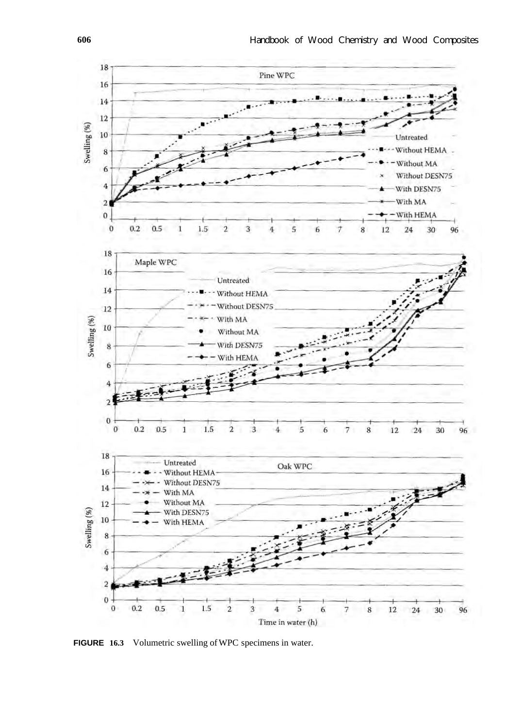FIGURE 16.3 Volumetric swelling of WPC specimens in water.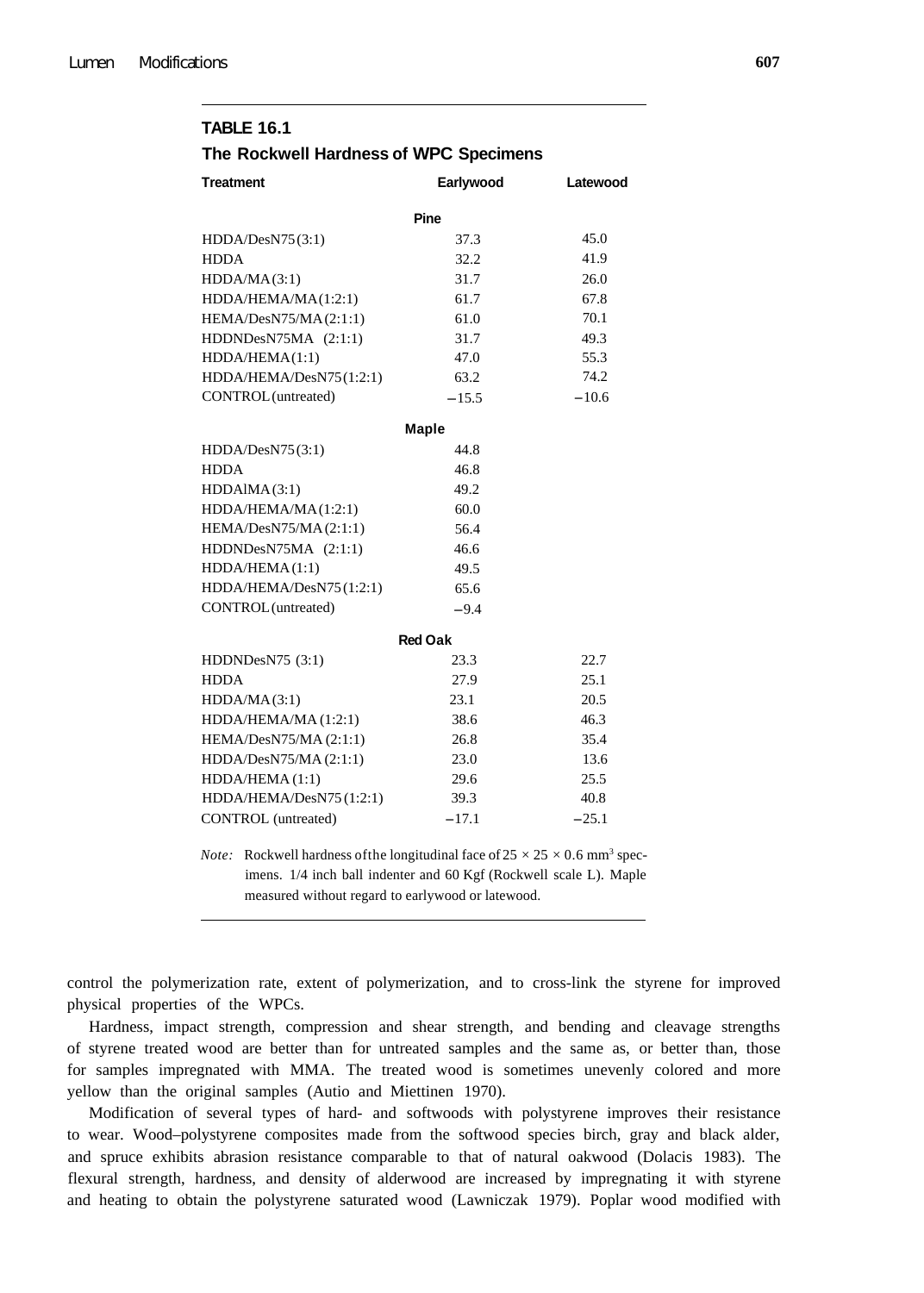**TABLE 16.1**

**The Rockwell Hardness of WPC Specimens**

| Treatment | Earlywood | Latewood |
|---|---|---|
| **Pine** | | |
| HDDA/DesN75 (3:1) | 37.3 | 45.0 |
| HDDA | 32.2 | 41.9 |
| HDDA/MA (3:1) | 31.7 | 26.0 |
| HDDA/HEMA/MA (1:2:1) | 61.7 | 67.8 |
| HEMA/DesN75/MA (2:1:1) | 61.0 | 70.1 |
| HDDNDesN75MA (2:1:1) | 31.7 | 49.3 |
| HDDA/HEMA (1:1) | 47.0 | 55.3 |
| HDDA/HEMA/DesN75 (1:2:1) | 63.2 | 74.2 |
| CONTROL (untreated) | −15.5 | −10.6 |
| **Maple** | | |
| HDDA/DesN75 (3:1) | 44.8 | |
| HDDA | 46.8 | |
| HDDAlMA (3:1) | 49.2 | |
| HDDA/HEMA/MA (1:2:1) | 60.0 | |
| HEMA/DesN75/MA (2:1:1) | 56.4 | |
| HDDNDesN75MA (2:1:1) | 46.6 | |
| HDDA/HEMA (1:1) | 49.5 | |
| HDDA/HEMA/DesN75 (1:2:1) | 65.6 | |
| CONTROL (untreated) | −9.4 | |
| **Red Oak** | | |
| HDDNDesN75 (3:1) | 23.3 | 22.7 |
| HDDA | 27.9 | 25.1 |
| HDDA/MA (3:1) | 23.1 | 20.5 |
| HDDA/HEMA/MA (1:2:1) | 38.6 | 46.3 |
| HEMA/DesN75/MA (2:1:1) | 26.8 | 35.4 |
| HDDA/DesN75/MA (2:1:1) | 23.0 | 13.6 |
| HDDA/HEMA (1:1) | 29.6 | 25.5 |
| HDDA/HEMA/DesN75 (1:2:1) | 39.3 | 40.8 |
| CONTROL (untreated) | −17.1 | −25.1 |

*Note:* Rockwell hardness of the longitudinal face of $25 \times 25 \times 0.6$ mm$^3$ specimens. 1/4 inch ball indenter and 60 Kgf (Rockwell scale L). Maple measured without regard to earlywood or latewood.

control the polymerization rate, extent of polymerization, and to cross-link the styrene for improved physical properties of the WPCs.

Hardness, impact strength, compression and shear strength, and bending and cleavage strengths of styrene treated wood are better than for untreated samples and the same as, or better than, those for samples impregnated with MMA. The treated wood is sometimes unevenly colored and more yellow than the original samples (Autio and Miettinen 1970).

Modification of several types of hard- and softwoods with polystyrene improves their resistance to wear. Wood–polystyrene composites made from the softwood species birch, gray and black alder, and spruce exhibits abrasion resistance comparable to that of natural oakwood (Dolacis 1983). The flexural strength, hardness, and density of alderwood are increased by impregnating it with styrene and heating to obtain the polystyrene saturated wood (Lawniczak 1979). Poplar wood modified with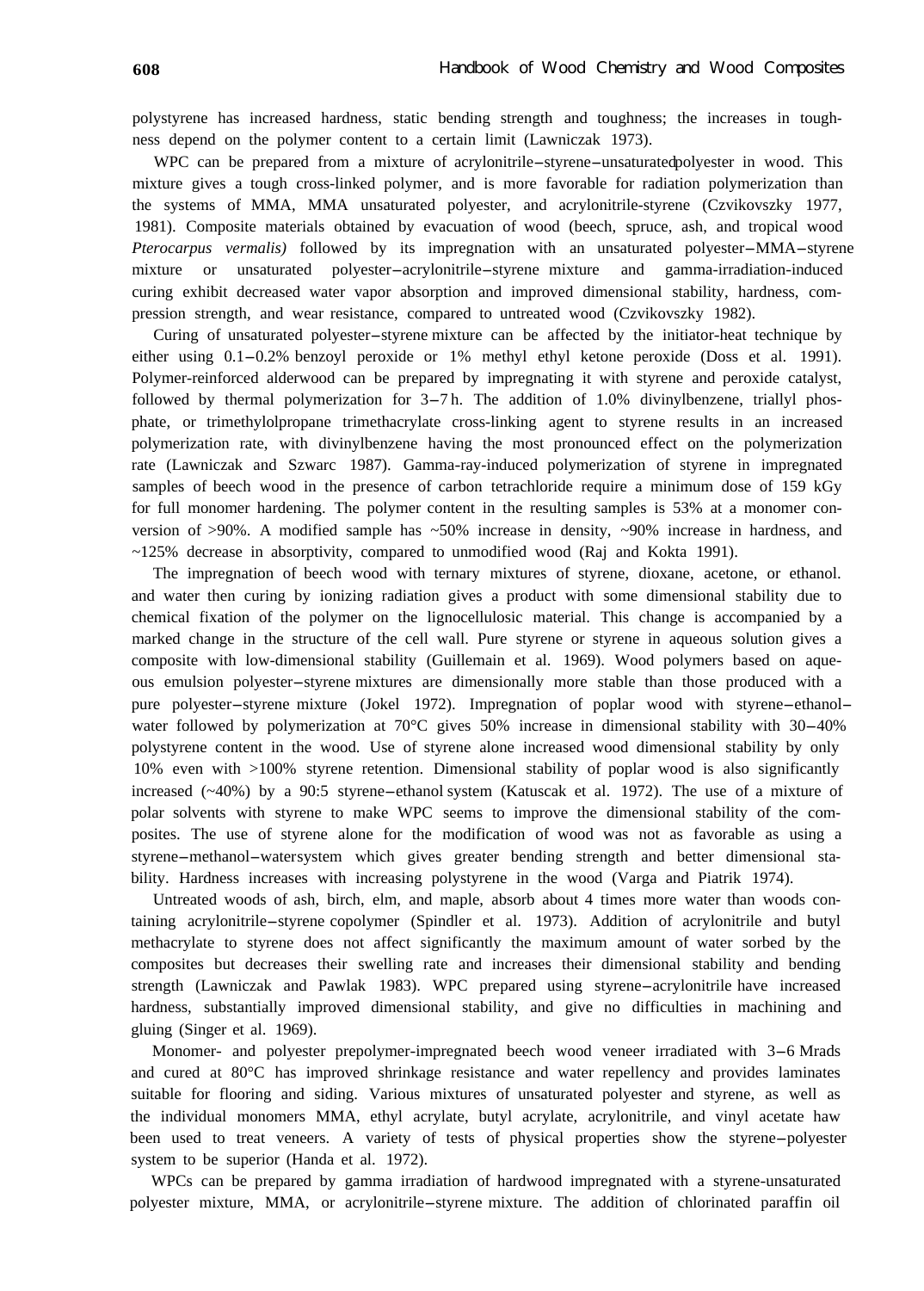polystyrene has increased hardness, static bending strength and toughness; the increases in toughness depend on the polymer content to a certain limit (Lawniczak 1973).

WPC can be prepared from a mixture of acrylonitrile–styrene–unsaturated polyester in wood. This mixture gives a tough cross-linked polymer, and is more favorable for radiation polymerization than the systems of MMA, MMA unsaturated polyester, and acrylonitrile-styrene (Czvikovszky 1977, 1981). Composite materials obtained by evacuation of wood (beech, spruce, ash, and tropical wood *Pterocarpus vermalis)* followed by its impregnation with an unsaturated polyester–MMA–styrene mixture or unsaturated polyester–acrylonitrile–styrene mixture and gamma-irradiation-induced curing exhibit decreased water vapor absorption and improved dimensional stability, hardness, compression strength, and wear resistance, compared to untreated wood (Czvikovszky 1982).

Curing of unsaturated polyester–styrene mixture can be affected by the initiator-heat technique by either using 0.1–0.2% benzoyl peroxide or 1% methyl ethyl ketone peroxide (Doss et al. 1991). Polymer-reinforced alderwood can be prepared by impregnating it with styrene and peroxide catalyst, followed by thermal polymerization for 3–7 h. The addition of 1.0% divinylbenzene, triallyl phosphate, or trimethylolpropane trimethacrylate cross-linking agent to styrene results in an increased polymerization rate, with divinylbenzene having the most pronounced effect on the polymerization rate (Lawniczak and Szwarc 1987). Gamma-ray-induced polymerization of styrene in impregnated samples of beech wood in the presence of carbon tetrachloride require a minimum dose of 159 kGy for full monomer hardening. The polymer content in the resulting samples is 53% at a monomer conversion of >90%. A modified sample has ~50% increase in density, ~90% increase in hardness, and ~125% decrease in absorptivity, compared to unmodified wood (Raj and Kokta 1991).

The impregnation of beech wood with ternary mixtures of styrene, dioxane, acetone, or ethanol. and water then curing by ionizing radiation gives a product with some dimensional stability due to chemical fixation of the polymer on the lignocellulosic material. This change is accompanied by a marked change in the structure of the cell wall. Pure styrene or styrene in aqueous solution gives a composite with low-dimensional stability (Guillemain et al. 1969). Wood polymers based on aqueous emulsion polyester–styrene mixtures are dimensionally more stable than those produced with a pure polyester–styrene mixture (Jokel 1972). Impregnation of poplar wood with styrene–ethanol–water followed by polymerization at 70°C gives 50% increase in dimensional stability with 30–40% polystyrene content in the wood. Use of styrene alone increased wood dimensional stability by only 10% even with >100% styrene retention. Dimensional stability of poplar wood is also significantly increased (~40%) by a 90:5 styrene–ethanol system (Katuscak et al. 1972). The use of a mixture of polar solvents with styrene to make WPC seems to improve the dimensional stability of the composites. The use of styrene alone for the modification of wood was not as favorable as using a styrene–methanol–water system which gives greater bending strength and better dimensional stability. Hardness increases with increasing polystyrene in the wood (Varga and Piatrik 1974).

Untreated woods of ash, birch, elm, and maple, absorb about 4 times more water than woods containing acrylonitrile–styrene copolymer (Spindler et al. 1973). Addition of acrylonitrile and butyl methacrylate to styrene does not affect significantly the maximum amount of water sorbed by the composites but decreases their swelling rate and increases their dimensional stability and bending strength (Lawniczak and Pawlak 1983). WPC prepared using styrene–acrylonitrile have increased hardness, substantially improved dimensional stability, and give no difficulties in machining and gluing (Singer et al. 1969).

Monomer- and polyester prepolymer-impregnated beech wood veneer irradiated with 3–6 Mrads and cured at 80°C has improved shrinkage resistance and water repellency and provides laminates suitable for flooring and siding. Various mixtures of unsaturated polyester and styrene, as well as the individual monomers MMA, ethyl acrylate, butyl acrylate, acrylonitrile, and vinyl acetate haw been used to treat veneers. A variety of tests of physical properties show the styrene–polyester system to be superior (Handa et al. 1972).

WPCs can be prepared by gamma irradiation of hardwood impregnated with a styrene-unsaturated polyester mixture, MMA, or acrylonitrile–styrene mixture. The addition of chlorinated paraffin oil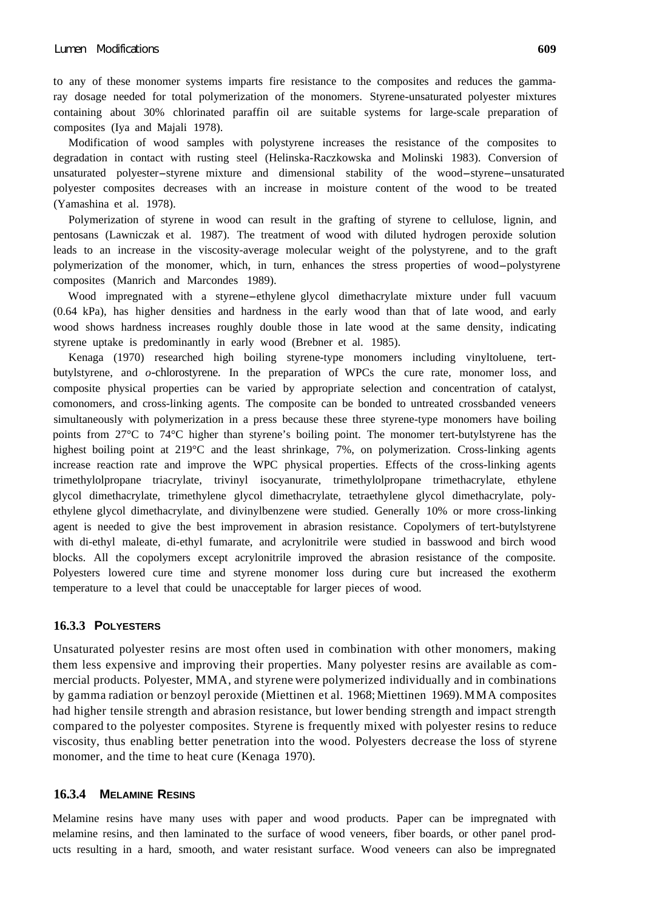to any of these monomer systems imparts fire resistance to the composites and reduces the gamma-ray dosage needed for total polymerization of the monomers. Styrene-unsaturated polyester mixtures containing about 30% chlorinated paraffin oil are suitable systems for large-scale preparation of composites (Iya and Majali 1978).

Modification of wood samples with polystyrene increases the resistance of the composites to degradation in contact with rusting steel (Helinska-Raczkowska and Molinski 1983). Conversion of unsaturated polyester–styrene mixture and dimensional stability of the wood–styrene–unsaturated polyester composites decreases with an increase in moisture content of the wood to be treated (Yamashina et al. 1978).

Polymerization of styrene in wood can result in the grafting of styrene to cellulose, lignin, and pentosans (Lawniczak et al. 1987). The treatment of wood with diluted hydrogen peroxide solution leads to an increase in the viscosity-average molecular weight of the polystyrene, and to the graft polymerization of the monomer, which, in turn, enhances the stress properties of wood–polystyrene composites (Manrich and Marcondes 1989).

Wood impregnated with a styrene–ethylene glycol dimethacrylate mixture under full vacuum (0.64 kPa), has higher densities and hardness in the early wood than that of late wood, and early wood shows hardness increases roughly double those in late wood at the same density, indicating styrene uptake is predominantly in early wood (Brebner et al. 1985).

Kenaga (1970) researched high boiling styrene-type monomers including vinyltoluene, tert-butylstyrene, and *o*-chlorostyrene. In the preparation of WPCs the cure rate, monomer loss, and composite physical properties can be varied by appropriate selection and concentration of catalyst, comonomers, and cross-linking agents. The composite can be bonded to untreated crossbanded veneers simultaneously with polymerization in a press because these three styrene-type monomers have boiling points from 27°C to 74°C higher than styrene's boiling point. The monomer tert-butylstyrene has the highest boiling point at 219°C and the least shrinkage, 7%, on polymerization. Cross-linking agents increase reaction rate and improve the WPC physical properties. Effects of the cross-linking agents trimethylolpropane triacrylate, trivinyl isocyanurate, trimethylolpropane trimethacrylate, ethylene glycol dimethacrylate, trimethylene glycol dimethacrylate, tetraethylene glycol dimethacrylate, polyethylene glycol dimethacrylate, and divinylbenzene were studied. Generally 10% or more cross-linking agent is needed to give the best improvement in abrasion resistance. Copolymers of tert-butylstyrene with di-ethyl maleate, di-ethyl fumarate, and acrylonitrile were studied in basswood and birch wood blocks. All the copolymers except acrylonitrile improved the abrasion resistance of the composite. Polyesters lowered cure time and styrene monomer loss during cure but increased the exotherm temperature to a level that could be unacceptable for larger pieces of wood.

### 16.3.3 Polyesters

Unsaturated polyester resins are most often used in combination with other monomers, making them less expensive and improving their properties. Many polyester resins are available as commercial products. Polyester, MMA, and styrene were polymerized individually and in combinations by gamma radiation or benzoyl peroxide (Miettinen et al. 1968; Miettinen 1969). MMA composites had higher tensile strength and abrasion resistance, but lower bending strength and impact strength compared to the polyester composites. Styrene is frequently mixed with polyester resins to reduce viscosity, thus enabling better penetration into the wood. Polyesters decrease the loss of styrene monomer, and the time to heat cure (Kenaga 1970).

### 16.3.4 Melamine Resins

Melamine resins have many uses with paper and wood products. Paper can be impregnated with melamine resins, and then laminated to the surface of wood veneers, fiber boards, or other panel products resulting in a hard, smooth, and water resistant surface. Wood veneers can also be impregnated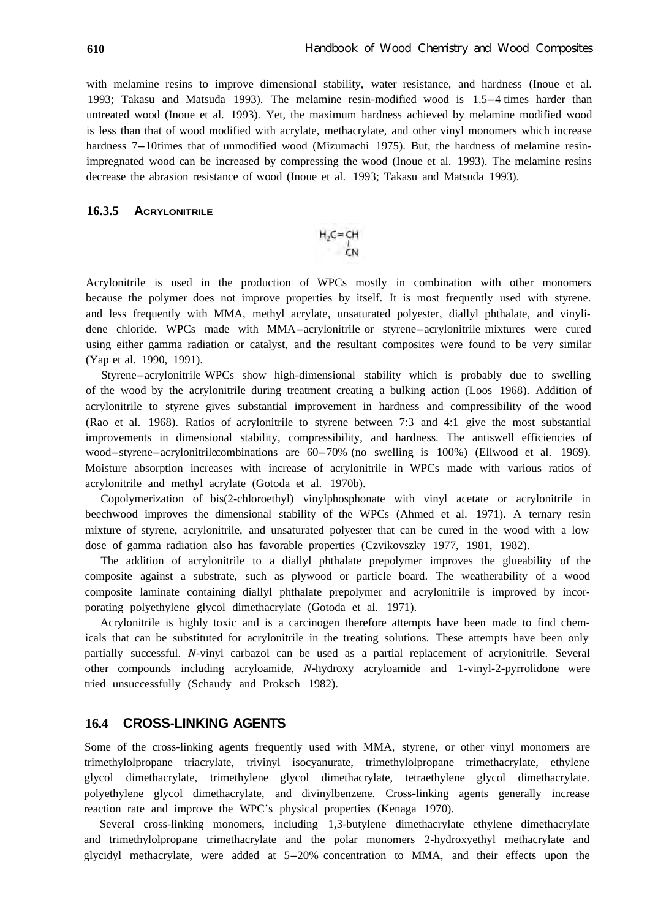with melamine resins to improve dimensional stability, water resistance, and hardness (Inoue et al. 1993; Takasu and Matsuda 1993). The melamine resin-modified wood is 1.5–4 times harder than untreated wood (Inoue et al. 1993). Yet, the maximum hardness achieved by melamine modified wood is less than that of wood modified with acrylate, methacrylate, and other vinyl monomers which increase hardness 7–10 times that of unmodified wood (Mizumachi 1975). But, the hardness of melamine resin-impregnated wood can be increased by compressing the wood (Inoue et al. 1993). The melamine resins decrease the abrasion resistance of wood (Inoue et al. 1993; Takasu and Matsuda 1993).

### 16.3.5 Acrylonitrile

$$H_2C=CH-CN$$

Acrylonitrile is used in the production of WPCs mostly in combination with other monomers because the polymer does not improve properties by itself. It is most frequently used with styrene. and less frequently with MMA, methyl acrylate, unsaturated polyester, diallyl phthalate, and vinylidene chloride. WPCs made with MMA–acrylonitrile or styrene–acrylonitrile mixtures were cured using either gamma radiation or catalyst, and the resultant composites were found to be very similar (Yap et al. 1990, 1991).

Styrene–acrylonitrile WPCs show high-dimensional stability which is probably due to swelling of the wood by the acrylonitrile during treatment creating a bulking action (Loos 1968). Addition of acrylonitrile to styrene gives substantial improvement in hardness and compressibility of the wood (Rao et al. 1968). Ratios of acrylonitrile to styrene between 7:3 and 4:1 give the most substantial improvements in dimensional stability, compressibility, and hardness. The antiswell efficiencies of wood–styrene–acrylonitrile combinations are 60–70% (no swelling is 100%) (Ellwood et al. 1969). Moisture absorption increases with increase of acrylonitrile in WPCs made with various ratios of acrylonitrile and methyl acrylate (Gotoda et al. 1970b).

Copolymerization of bis(2-chloroethyl) vinylphosphonate with vinyl acetate or acrylonitrile in beechwood improves the dimensional stability of the WPCs (Ahmed et al. 1971). A ternary resin mixture of styrene, acrylonitrile, and unsaturated polyester that can be cured in the wood with a low dose of gamma radiation also has favorable properties (Czvikovszky 1977, 1981, 1982).

The addition of acrylonitrile to a diallyl phthalate prepolymer improves the glueability of the composite against a substrate, such as plywood or particle board. The weatherability of a wood composite laminate containing diallyl phthalate prepolymer and acrylonitrile is improved by incorporating polyethylene glycol dimethacrylate (Gotoda et al. 1971).

Acrylonitrile is highly toxic and is a carcinogen therefore attempts have been made to find chemicals that can be substituted for acrylonitrile in the treating solutions. These attempts have been only partially successful. *N*-vinyl carbazol can be used as a partial replacement of acrylonitrile. Several other compounds including acryloamide, *N*-hydroxy acryloamide and 1-vinyl-2-pyrrolidone were tried unsuccessfully (Schaudy and Proksch 1982).

## 16.4 CROSS-LINKING AGENTS

Some of the cross-linking agents frequently used with MMA, styrene, or other vinyl monomers are trimethylolpropane triacrylate, trivinyl isocyanurate, trimethylolpropane trimethacrylate, ethylene glycol dimethacrylate, trimethylene glycol dimethacrylate, tetraethylene glycol dimethacrylate. polyethylene glycol dimethacrylate, and divinylbenzene. Cross-linking agents generally increase reaction rate and improve the WPC's physical properties (Kenaga 1970).

Several cross-linking monomers, including 1,3-butylene dimethacrylate ethylene dimethacrylate and trimethylolpropane trimethacrylate and the polar monomers 2-hydroxyethyl methacrylate and glycidyl methacrylate, were added at 5–20% concentration to MMA, and their effects upon the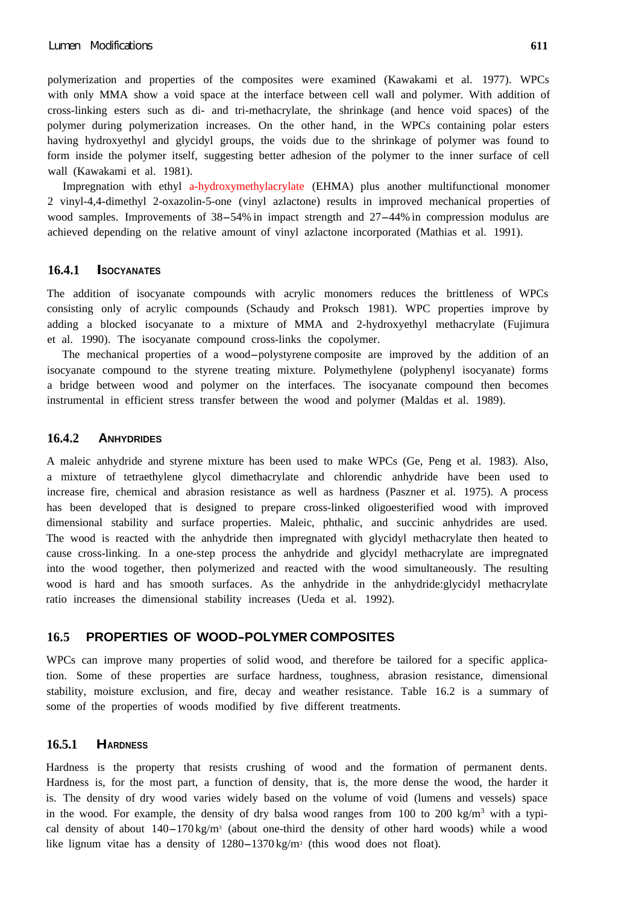polymerization and properties of the composites were examined (Kawakami et al. 1977). WPCs with only MMA show a void space at the interface between cell wall and polymer. With addition of cross-linking esters such as di- and tri-methacrylate, the shrinkage (and hence void spaces) of the polymer during polymerization increases. On the other hand, in the WPCs containing polar esters having hydroxyethyl and glycidyl groups, the voids due to the shrinkage of polymer was found to form inside the polymer itself, suggesting better adhesion of the polymer to the inner surface of cell wall (Kawakami et al. 1981).

Impregnation with ethyl a-hydroxymethylacrylate (EHMA) plus another multifunctional monomer 2 vinyl-4,4-dimethyl 2-oxazolin-5-one (vinyl azlactone) results in improved mechanical properties of wood samples. Improvements of 38–54% in impact strength and 27–44% in compression modulus are achieved depending on the relative amount of vinyl azlactone incorporated (Mathias et al. 1991).

### 16.4.1 Isocyanates

The addition of isocyanate compounds with acrylic monomers reduces the brittleness of WPCs consisting only of acrylic compounds (Schaudy and Proksch 1981). WPC properties improve by adding a blocked isocyanate to a mixture of MMA and 2-hydroxyethyl methacrylate (Fujimura et al. 1990). The isocyanate compound cross-links the copolymer.

The mechanical properties of a wood–polystyrene composite are improved by the addition of an isocyanate compound to the styrene treating mixture. Polymethylene (polyphenyl isocyanate) forms a bridge between wood and polymer on the interfaces. The isocyanate compound then becomes instrumental in efficient stress transfer between the wood and polymer (Maldas et al. 1989).

### 16.4.2 Anhydrides

A maleic anhydride and styrene mixture has been used to make WPCs (Ge, Peng et al. 1983). Also, a mixture of tetraethylene glycol dimethacrylate and chlorendic anhydride have been used to increase fire, chemical and abrasion resistance as well as hardness (Paszner et al. 1975). A process has been developed that is designed to prepare cross-linked oligoesterified wood with improved dimensional stability and surface properties. Maleic, phthalic, and succinic anhydrides are used. The wood is reacted with the anhydride then impregnated with glycidyl methacrylate then heated to cause cross-linking. In a one-step process the anhydride and glycidyl methacrylate are impregnated into the wood together, then polymerized and reacted with the wood simultaneously. The resulting wood is hard and has smooth surfaces. As the anhydride in the anhydride:glycidyl methacrylate ratio increases the dimensional stability increases (Ueda et al. 1992).

## 16.5 PROPERTIES OF WOOD–POLYMER COMPOSITES

WPCs can improve many properties of solid wood, and therefore be tailored for a specific application. Some of these properties are surface hardness, toughness, abrasion resistance, dimensional stability, moisture exclusion, and fire, decay and weather resistance. Table 16.2 is a summary of some of the properties of woods modified by five different treatments.

### 16.5.1 Hardness

Hardness is the property that resists crushing of wood and the formation of permanent dents. Hardness is, for the most part, a function of density, that is, the more dense the wood, the harder it is. The density of dry wood varies widely based on the volume of void (lumens and vessels) space in the wood. For example, the density of dry balsa wood ranges from 100 to 200 kg/m$^3$ with a typical density of about 140–170 kg/m$^3$ (about one-third the density of other hard woods) while a wood like lignum vitae has a density of 1280–1370 kg/m$^3$ (this wood does not float).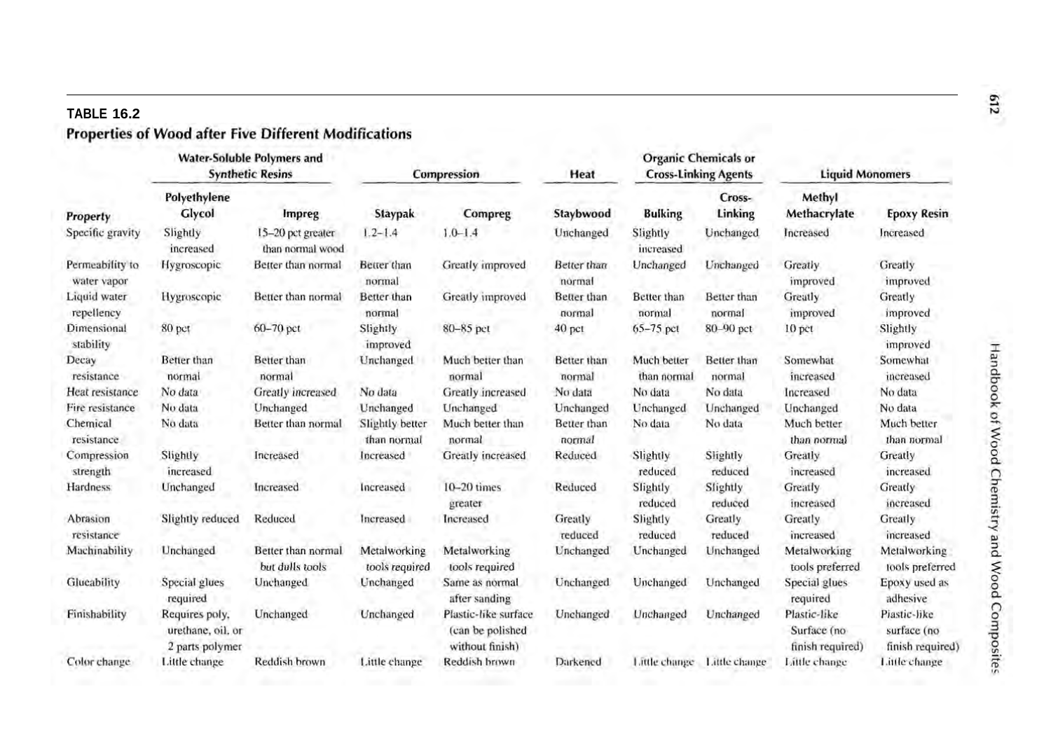**TABLE 16.2**

**Properties of Wood after Five Different Modifications**

| | Water-Soluble Polymers and Synthetic Resins | | Compression | | Heat | Organic Chemicals or Cross-Linking Agents | | Liquid Monomers | |
|---|---|---|---|---|---|---|---|---|---|
| **Property** | **Polyethylene Glycol** | **Impreg** | **Staypak** | **Compreg** | **Staybwood** | **Bulking** | **Cross-Linking** | **Methyl Methacrylate** | **Epoxy Resin** |
| Specific gravity | Slightly increased | 15–20 pct greater than normal wood | 1.2–1.4 | 1.0–1.4 | Unchanged | Slightly increased | Unchanged | Increased | Increased |
| Permeability to water vapor | Hygroscopic | Better than normal | Better than normal | Greatly improved | Better than normal | Unchanged | Unchanged | Greatly improved | Greatly improved |
| Liquid water repellency | Hygroscopic | Better than normal | Better than normal | Greatly improved | Better than normal | Better than normal | Better than normal | Greatly improved | Greatly improved |
| Dimensional stability | 80 pct | 60–70 pct | Slightly improved | 80–85 pct | 40 pct | 65–75 pct | 80–90 pct | 10 pct | Slightly improved |
| Decay resistance | Better than normal | Better than normal | Unchanged | Much better than normal | Better than normal | Much better than normal | Better than normal | Somewhat increased | Somewhat increased |
| Heat resistance | No data | Greatly increased | No data | Greatly increased | No data | No data | No data | Increased | No data |
| Fire resistance | No data | Unchanged | Unchanged | Unchanged | Unchanged | Unchanged | Unchanged | Unchanged | No data |
| Chemical resistance | No data | Better than normal | Slightly better than normal | Much better than normal | Better than normal | No data | No data | Much better than normal | Much better than normal |
| Compression strength | Slightly increased | Increased | Increased | Greatly increased | Reduced | Slightly reduced | Slightly reduced | Greatly increased | Greatly increased |
| Hardness | Unchanged | Increased | Increased | 10–20 times greater | Reduced | Slightly reduced | Slightly reduced | Greatly increased | Greatly increased |
| Abrasion resistance | Slightly reduced | Reduced | Increased | Increased | Greatly reduced | Slightly reduced | Greatly reduced | Greatly increased | Greatly increased |
| Machinability | Unchanged | Better than normal but dulls tools | Metalworking tools required | Metalworking tools required | Unchanged | Unchanged | Unchanged | Metalworking tools preferred | Metalworking tools preferred |
| Glueability | Special glues required | Unchanged | Unchanged | Same as normal after sanding | Unchanged | Unchanged | Unchanged | Special glues required | Epoxy used as adhesive |
| Finishability | Requires poly, urethane, oil, or 2 parts polymer | Unchanged | Unchanged | Plastic-like surface (can be polished without finish) | Unchanged | Unchanged | Unchanged | Plastic-like Surface (no finish required) | Plastic-like surface (no finish required) |
| Color change | Little change | Reddish brown | Little change | Reddish brown | Darkened | Little change | Little change | Little change | Little change |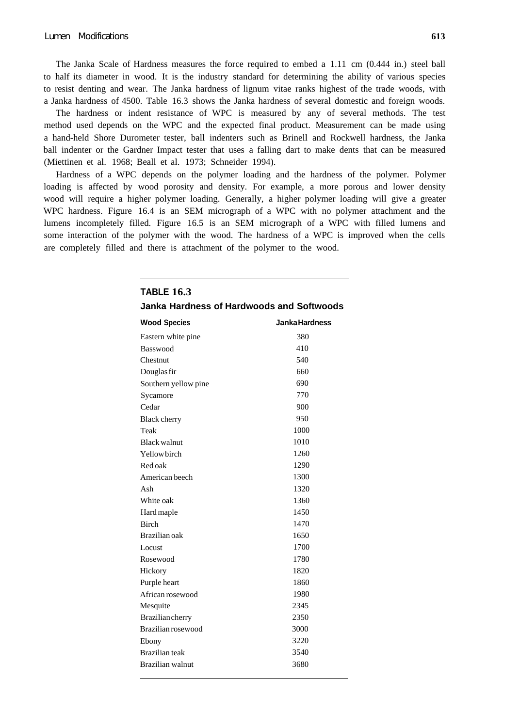The Janka Scale of Hardness measures the force required to embed a 1.11 cm (0.444 in.) steel ball to half its diameter in wood. It is the industry standard for determining the ability of various species to resist denting and wear. The Janka hardness of lignum vitae ranks highest of the trade woods, with a Janka hardness of 4500. Table 16.3 shows the Janka hardness of several domestic and foreign woods.

The hardness or indent resistance of WPC is measured by any of several methods. The test method used depends on the WPC and the expected final product. Measurement can be made using a hand-held Shore Durometer tester, ball indenters such as Brinell and Rockwell hardness, the Janka ball indenter or the Gardner Impact tester that uses a falling dart to make dents that can be measured (Miettinen et al. 1968; Beall et al. 1973; Schneider 1994).

Hardness of a WPC depends on the polymer loading and the hardness of the polymer. Polymer loading is affected by wood porosity and density. For example, a more porous and lower density wood will require a higher polymer loading. Generally, a higher polymer loading will give a greater WPC hardness. Figure 16.4 is an SEM micrograph of a WPC with no polymer attachment and the lumens incompletely filled. Figure 16.5 is an SEM micrograph of a WPC with filled lumens and some interaction of the polymer with the wood. The hardness of a WPC is improved when the cells are completely filled and there is attachment of the polymer to the wood.

**TABLE 16.3**
**Janka Hardness of Hardwoods and Softwoods**

| Wood Species | Janka Hardness |
|---|---|
| Eastern white pine | 380 |
| Basswood | 410 |
| Chestnut | 540 |
| Douglas fir | 660 |
| Southern yellow pine | 690 |
| Sycamore | 770 |
| Cedar | 900 |
| Black cherry | 950 |
| Teak | 1000 |
| Black walnut | 1010 |
| Yellow birch | 1260 |
| Red oak | 1290 |
| American beech | 1300 |
| Ash | 1320 |
| White oak | 1360 |
| Hard maple | 1450 |
| Birch | 1470 |
| Brazilian oak | 1650 |
| Locust | 1700 |
| Rosewood | 1780 |
| Hickory | 1820 |
| Purple heart | 1860 |
| African rosewood | 1980 |
| Mesquite | 2345 |
| Brazilian cherry | 2350 |
| Brazilian rosewood | 3000 |
| Ebony | 3220 |
| Brazilian teak | 3540 |
| Brazilian walnut | 3680 |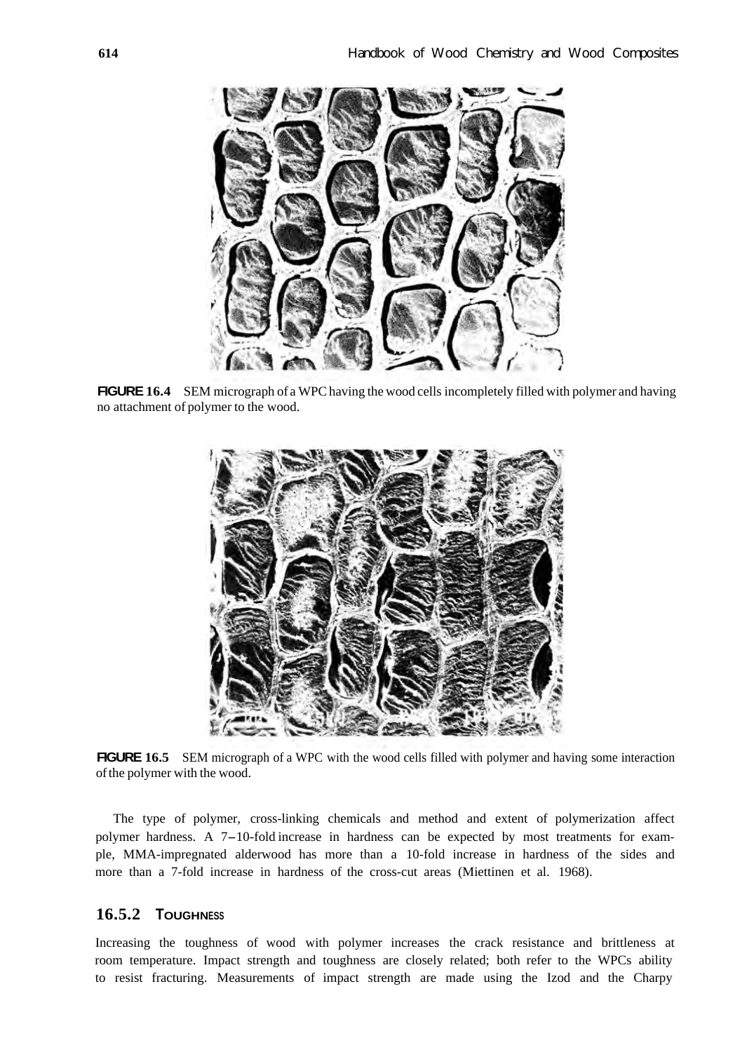FIGURE 16.4 SEM micrograph of a WPC having the wood cells incompletely filled with polymer and having no attachment of polymer to the wood.

FIGURE 16.5 SEM micrograph of a WPC with the wood cells filled with polymer and having some interaction of the polymer with the wood.

The type of polymer, cross-linking chemicals and method and extent of polymerization affect polymer hardness. A 7–10-fold increase in hardness can be expected by most treatments for example, MMA-impregnated alderwood has more than a 10-fold increase in hardness of the sides and more than a 7-fold increase in hardness of the cross-cut areas (Miettinen et al. 1968).

### 16.5.2 Toughness

Increasing the toughness of wood with polymer increases the crack resistance and brittleness at room temperature. Impact strength and toughness are closely related; both refer to the WPCs ability to resist fracturing. Measurements of impact strength are made using the Izod and the Charpy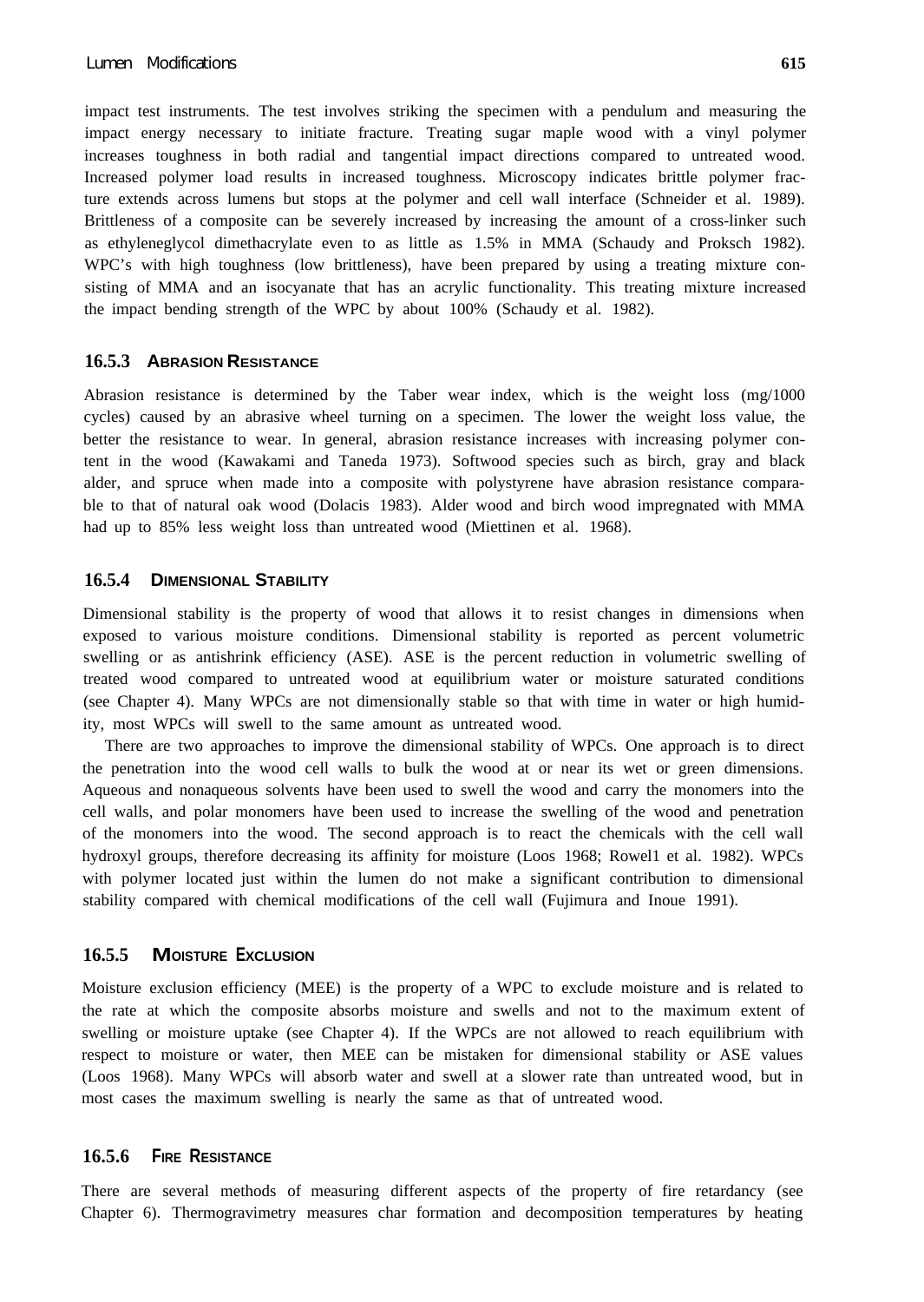impact test instruments. The test involves striking the specimen with a pendulum and measuring the impact energy necessary to initiate fracture. Treating sugar maple wood with a vinyl polymer increases toughness in both radial and tangential impact directions compared to untreated wood. Increased polymer load results in increased toughness. Microscopy indicates brittle polymer fracture extends across lumens but stops at the polymer and cell wall interface (Schneider et al. 1989). Brittleness of a composite can be severely increased by increasing the amount of a cross-linker such as ethyleneglycol dimethacrylate even to as little as 1.5% in MMA (Schaudy and Proksch 1982). WPC's with high toughness (low brittleness), have been prepared by using a treating mixture consisting of MMA and an isocyanate that has an acrylic functionality. This treating mixture increased the impact bending strength of the WPC by about 100% (Schaudy et al. 1982).

### 16.5.3 Abrasion Resistance

Abrasion resistance is determined by the Taber wear index, which is the weight loss (mg/1000 cycles) caused by an abrasive wheel turning on a specimen. The lower the weight loss value, the better the resistance to wear. In general, abrasion resistance increases with increasing polymer content in the wood (Kawakami and Taneda 1973). Softwood species such as birch, gray and black alder, and spruce when made into a composite with polystyrene have abrasion resistance comparable to that of natural oak wood (Dolacis 1983). Alder wood and birch wood impregnated with MMA had up to 85% less weight loss than untreated wood (Miettinen et al. 1968).

### 16.5.4 Dimensional Stability

Dimensional stability is the property of wood that allows it to resist changes in dimensions when exposed to various moisture conditions. Dimensional stability is reported as percent volumetric swelling or as antishrink efficiency (ASE). ASE is the percent reduction in volumetric swelling of treated wood compared to untreated wood at equilibrium water or moisture saturated conditions (see Chapter 4). Many WPCs are not dimensionally stable so that with time in water or high humidity, most WPCs will swell to the same amount as untreated wood.

There are two approaches to improve the dimensional stability of WPCs. One approach is to direct the penetration into the wood cell walls to bulk the wood at or near its wet or green dimensions. Aqueous and nonaqueous solvents have been used to swell the wood and carry the monomers into the cell walls, and polar monomers have been used to increase the swelling of the wood and penetration of the monomers into the wood. The second approach is to react the chemicals with the cell wall hydroxyl groups, therefore decreasing its affinity for moisture (Loos 1968; Rowel1 et al. 1982). WPCs with polymer located just within the lumen do not make a significant contribution to dimensional stability compared with chemical modifications of the cell wall (Fujimura and Inoue 1991).

### 16.5.5 Moisture Exclusion

Moisture exclusion efficiency (MEE) is the property of a WPC to exclude moisture and is related to the rate at which the composite absorbs moisture and swells and not to the maximum extent of swelling or moisture uptake (see Chapter 4). If the WPCs are not allowed to reach equilibrium with respect to moisture or water, then MEE can be mistaken for dimensional stability or ASE values (Loos 1968). Many WPCs will absorb water and swell at a slower rate than untreated wood, but in most cases the maximum swelling is nearly the same as that of untreated wood.

### 16.5.6 Fire Resistance

There are several methods of measuring different aspects of the property of fire retardancy (see Chapter 6). Thermogravimetry measures char formation and decomposition temperatures by heating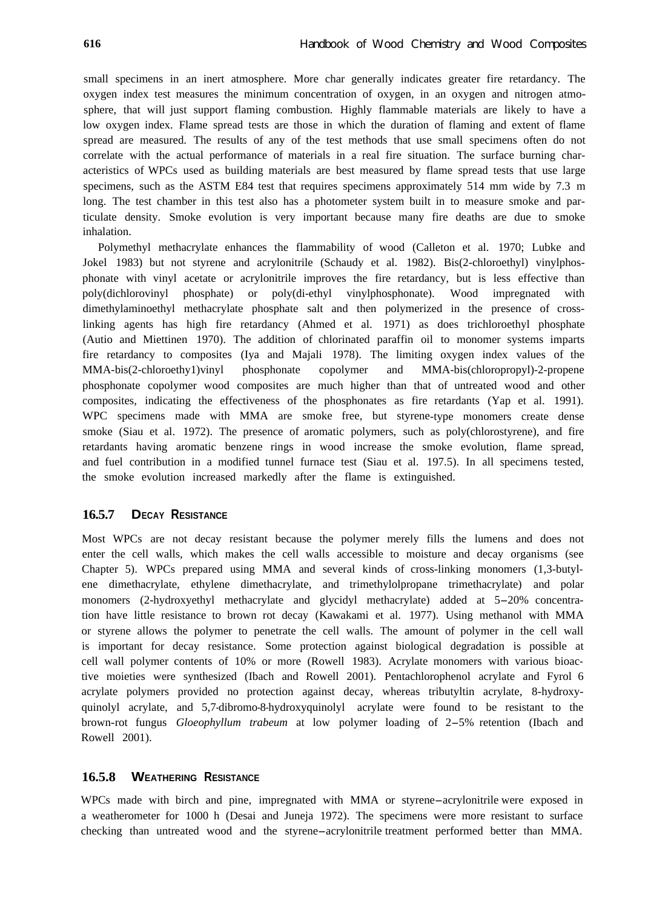small specimens in an inert atmosphere. More char generally indicates greater fire retardancy. The oxygen index test measures the minimum concentration of oxygen, in an oxygen and nitrogen atmosphere, that will just support flaming combustion. Highly flammable materials are likely to have a low oxygen index. Flame spread tests are those in which the duration of flaming and extent of flame spread are measured. The results of any of the test methods that use small specimens often do not correlate with the actual performance of materials in a real fire situation. The surface burning characteristics of WPCs used as building materials are best measured by flame spread tests that use large specimens, such as the ASTM E84 test that requires specimens approximately 514 mm wide by 7.3 m long. The test chamber in this test also has a photometer system built in to measure smoke and particulate density. Smoke evolution is very important because many fire deaths are due to smoke inhalation.

Polymethyl methacrylate enhances the flammability of wood (Calleton et al. 1970; Lubke and Jokel 1983) but not styrene and acrylonitrile (Schaudy et al. 1982). Bis(2-chloroethyl) vinylphosphonate with vinyl acetate or acrylonitrile improves the fire retardancy, but is less effective than poly(dichlorovinyl phosphate) or poly(di-ethyl vinylphosphonate). Wood impregnated with dimethylaminoethyl methacrylate phosphate salt and then polymerized in the presence of cross-linking agents has high fire retardancy (Ahmed et al. 1971) as does trichloroethyl phosphate (Autio and Miettinen 1970). The addition of chlorinated paraffin oil to monomer systems imparts fire retardancy to composites (Iya and Majali 1978). The limiting oxygen index values of the MMA-bis(2-chloroethy1)vinyl phosphonate copolymer and MMA-bis(chloropropyl)-2-propene phosphonate copolymer wood composites are much higher than that of untreated wood and other composites, indicating the effectiveness of the phosphonates as fire retardants (Yap et al. 1991). WPC specimens made with MMA are smoke free, but styrene-type monomers create dense smoke (Siau et al. 1972). The presence of aromatic polymers, such as poly(chlorostyrene), and fire retardants having aromatic benzene rings in wood increase the smoke evolution, flame spread, and fuel contribution in a modified tunnel furnace test (Siau et al. 197.5). In all specimens tested, the smoke evolution increased markedly after the flame is extinguished.

### 16.5.7 Decay Resistance

Most WPCs are not decay resistant because the polymer merely fills the lumens and does not enter the cell walls, which makes the cell walls accessible to moisture and decay organisms (see Chapter 5). WPCs prepared using MMA and several kinds of cross-linking monomers (1,3-butylene dimethacrylate, ethylene dimethacrylate, and trimethylolpropane trimethacrylate) and polar monomers (2-hydroxyethyl methacrylate and glycidyl methacrylate) added at 5–20% concentration have little resistance to brown rot decay (Kawakami et al. 1977). Using methanol with MMA or styrene allows the polymer to penetrate the cell walls. The amount of polymer in the cell wall is important for decay resistance. Some protection against biological degradation is possible at cell wall polymer contents of 10% or more (Rowell 1983). Acrylate monomers with various bioactive moieties were synthesized (Ibach and Rowell 2001). Pentachlorophenol acrylate and Fyrol 6 acrylate polymers provided no protection against decay, whereas tributyltin acrylate, 8-hydroxyquinolyl acrylate, and 5,7-dibromo-8-hydroxyquinolyl acrylate were found to be resistant to the brown-rot fungus *Gloeophyllum trabeum* at low polymer loading of 2–5% retention (Ibach and Rowell 2001).

### 16.5.8 Weathering Resistance

WPCs made with birch and pine, impregnated with MMA or styrene–acrylonitrile were exposed in a weatherometer for 1000 h (Desai and Juneja 1972). The specimens were more resistant to surface checking than untreated wood and the styrene–acrylonitrile treatment performed better than MMA.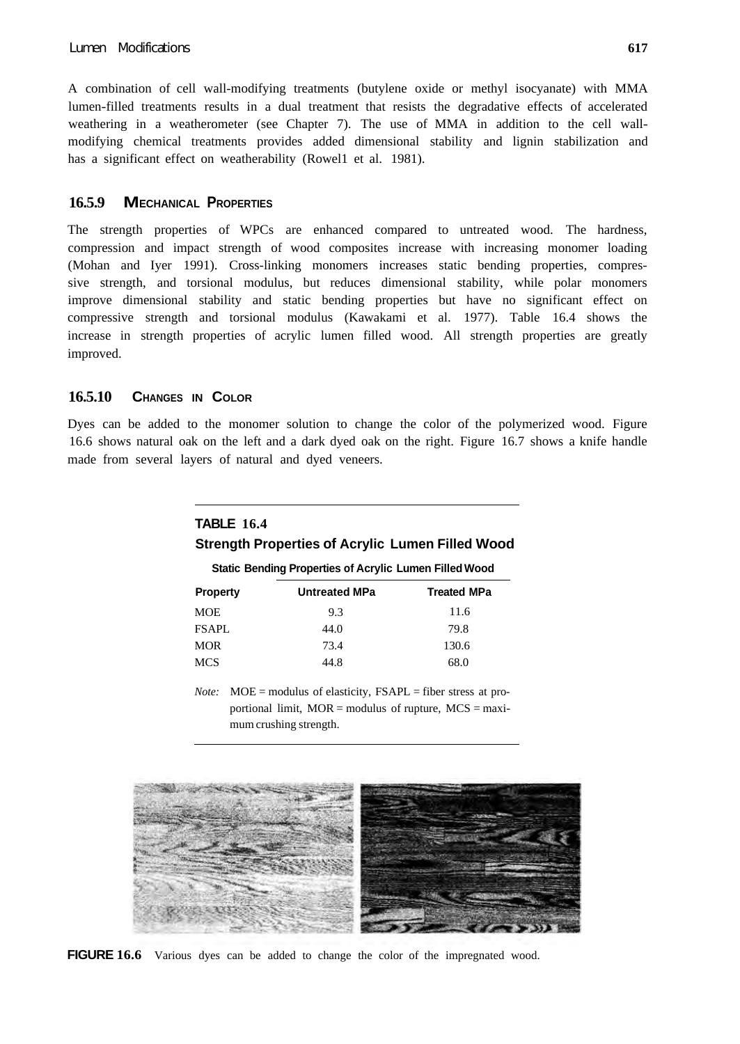A combination of cell wall-modifying treatments (butylene oxide or methyl isocyanate) with MMA lumen-filled treatments results in a dual treatment that resists the degradative effects of accelerated weathering in a weatherometer (see Chapter 7). The use of MMA in addition to the cell wall-modifying chemical treatments provides added dimensional stability and lignin stabilization and has a significant effect on weatherability (Rowel1 et al. 1981).

### 16.5.9 Mechanical Properties

The strength properties of WPCs are enhanced compared to untreated wood. The hardness, compression and impact strength of wood composites increase with increasing monomer loading (Mohan and Iyer 1991). Cross-linking monomers increases static bending properties, compressive strength, and torsional modulus, but reduces dimensional stability, while polar monomers improve dimensional stability and static bending properties but have no significant effect on compressive strength and torsional modulus (Kawakami et al. 1977). Table 16.4 shows the increase in strength properties of acrylic lumen filled wood. All strength properties are greatly improved.

### 16.5.10 Changes in Color

Dyes can be added to the monomer solution to change the color of the polymerized wood. Figure 16.6 shows natural oak on the left and a dark dyed oak on the right. Figure 16.7 shows a knife handle made from several layers of natural and dyed veneers.

**TABLE 16.4**
**Strength Properties of Acrylic Lumen Filled Wood**

| Property | Static Bending Properties of Acrylic Lumen Filled Wood | |
|---|---|---|
| | Untreated MPa | Treated MPa |
| MOE | 9.3 | 11.6 |
| FSAPL | 44.0 | 79.8 |
| MOR | 73.4 | 130.6 |
| MCS | 44.8 | 68.0 |

*Note:* MOE = modulus of elasticity, FSAPL = fiber stress at proportional limit, MOR = modulus of rupture, MCS = maximum crushing strength.

**FIGURE 16.6** Various dyes can be added to change the color of the impregnated wood.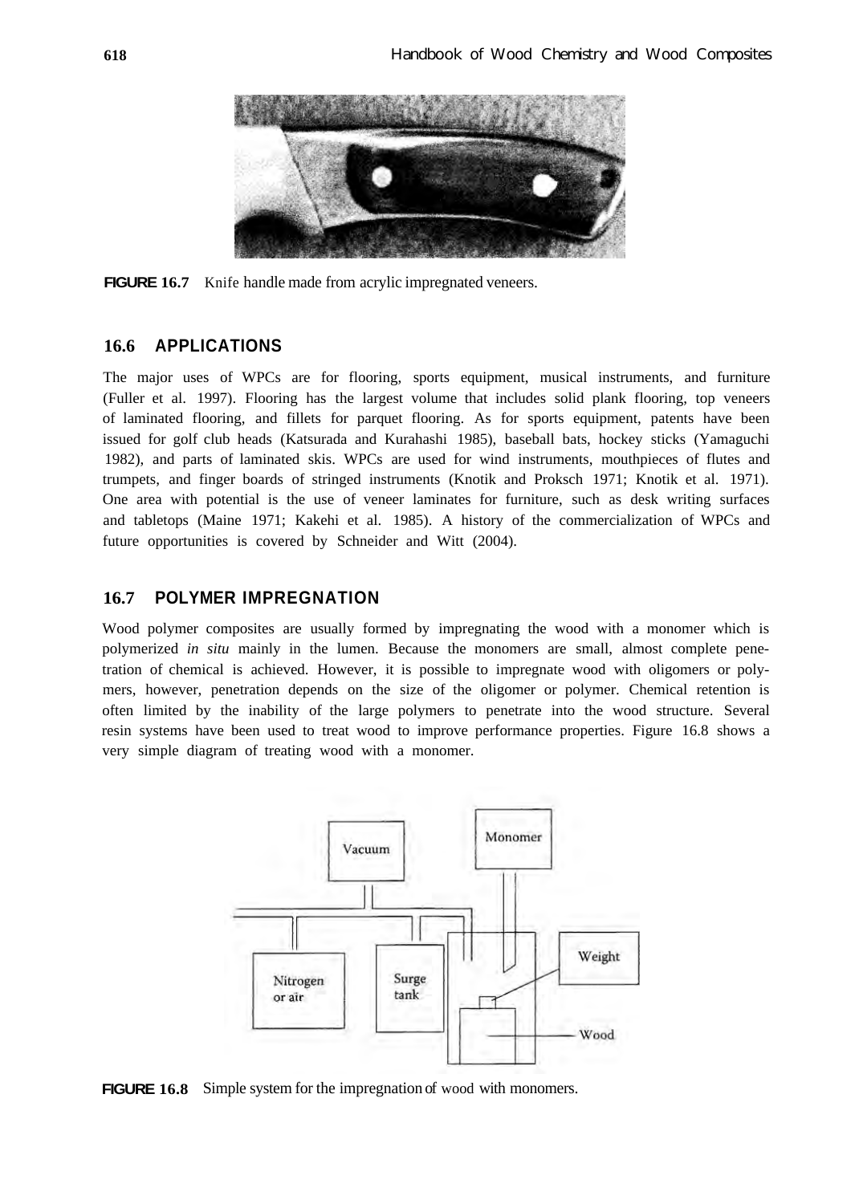**FIGURE 16.7** Knife handle made from acrylic impregnated veneers.

## 16.6 APPLICATIONS

The major uses of WPCs are for flooring, sports equipment, musical instruments, and furniture (Fuller et al. 1997). Flooring has the largest volume that includes solid plank flooring, top veneers of laminated flooring, and fillets for parquet flooring. As for sports equipment, patents have been issued for golf club heads (Katsurada and Kurahashi 1985), baseball bats, hockey sticks (Yamaguchi 1982), and parts of laminated skis. WPCs are used for wind instruments, mouthpieces of flutes and trumpets, and finger boards of stringed instruments (Knotik and Proksch 1971; Knotik et al. 1971). One area with potential is the use of veneer laminates for furniture, such as desk writing surfaces and tabletops (Maine 1971; Kakehi et al. 1985). A history of the commercialization of WPCs and future opportunities is covered by Schneider and Witt (2004).

## 16.7 POLYMER IMPREGNATION

Wood polymer composites are usually formed by impregnating the wood with a monomer which is polymerized *in situ* mainly in the lumen. Because the monomers are small, almost complete penetration of chemical is achieved. However, it is possible to impregnate wood with oligomers or polymers, however, penetration depends on the size of the oligomer or polymer. Chemical retention is often limited by the inability of the large polymers to penetrate into the wood structure. Several resin systems have been used to treat wood to improve performance properties. Figure 16.8 shows a very simple diagram of treating wood with a monomer.

**FIGURE 16.8** Simple system for the impregnation of wood with monomers.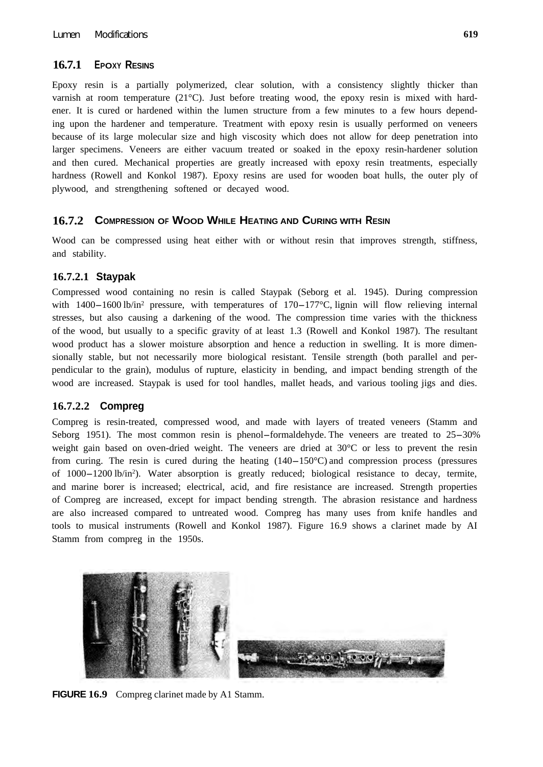### 16.7.1 Epoxy Resins

Epoxy resin is a partially polymerized, clear solution, with a consistency slightly thicker than varnish at room temperature (21°C). Just before treating wood, the epoxy resin is mixed with hardener. It is cured or hardened within the lumen structure from a few minutes to a few hours depending upon the hardener and temperature. Treatment with epoxy resin is usually performed on veneers because of its large molecular size and high viscosity which does not allow for deep penetration into larger specimens. Veneers are either vacuum treated or soaked in the epoxy resin-hardener solution and then cured. Mechanical properties are greatly increased with epoxy resin treatments, especially hardness (Rowell and Konkol 1987). Epoxy resins are used for wooden boat hulls, the outer ply of plywood, and strengthening softened or decayed wood.

### 16.7.2 Compression of Wood While Heating and Curing with Resin

Wood can be compressed using heat either with or without resin that improves strength, stiffness, and stability.

#### 16.7.2.1 Staypak

Compressed wood containing no resin is called Staypak (Seborg et al. 1945). During compression with 1400–1600 lb/in$^2$ pressure, with temperatures of 170–177°C, lignin will flow relieving internal stresses, but also causing a darkening of the wood. The compression time varies with the thickness of the wood, but usually to a specific gravity of at least 1.3 (Rowell and Konkol 1987). The resultant wood product has a slower moisture absorption and hence a reduction in swelling. It is more dimensionally stable, but not necessarily more biological resistant. Tensile strength (both parallel and perpendicular to the grain), modulus of rupture, elasticity in bending, and impact bending strength of the wood are increased. Staypak is used for tool handles, mallet heads, and various tooling jigs and dies.

#### 16.7.2.2 Compreg

Compreg is resin-treated, compressed wood, and made with layers of treated veneers (Stamm and Seborg 1951). The most common resin is phenol–formaldehyde. The veneers are treated to 25–30% weight gain based on oven-dried weight. The veneers are dried at 30°C or less to prevent the resin from curing. The resin is cured during the heating (140–150°C) and compression process (pressures of 1000–1200 lb/in$^2$). Water absorption is greatly reduced; biological resistance to decay, termite, and marine borer is increased; electrical, acid, and fire resistance are increased. Strength properties of Compreg are increased, except for impact bending strength. The abrasion resistance and hardness are also increased compared to untreated wood. Compreg has many uses from knife handles and tools to musical instruments (Rowell and Konkol 1987). Figure 16.9 shows a clarinet made by AI Stamm from compreg in the 1950s.

**FIGURE 16.9** Compreg clarinet made by A1 Stamm.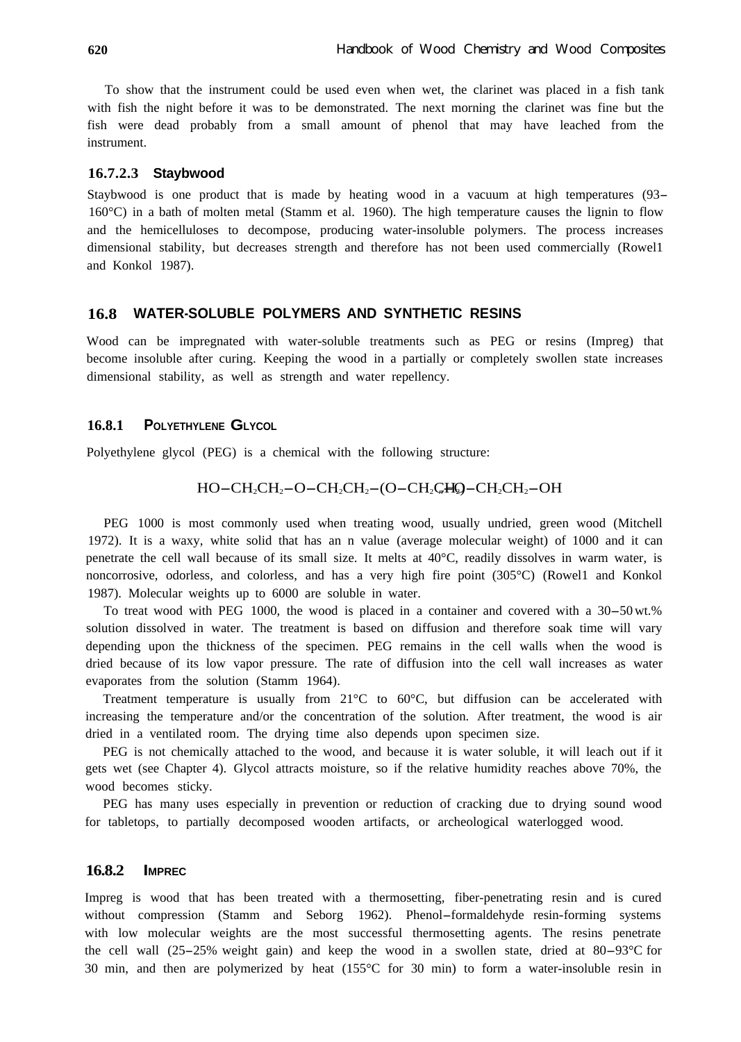To show that the instrument could be used even when wet, the clarinet was placed in a fish tank with fish the night before it was to be demonstrated. The next morning the clarinet was fine but the fish were dead probably from a small amount of phenol that may have leached from the instrument.

#### 16.7.2.3 Staybwood

Staybwood is one product that is made by heating wood in a vacuum at high temperatures (93–160°C) in a bath of molten metal (Stamm et al. 1960). The high temperature causes the lignin to flow and the hemicelluloses to decompose, producing water-insoluble polymers. The process increases dimensional stability, but decreases strength and therefore has not been used commercially (Rowel1 and Konkol 1987).

## 16.8 WATER-SOLUBLE POLYMERS AND SYNTHETIC RESINS

Wood can be impregnated with water-soluble treatments such as PEG or resins (Impreg) that become insoluble after curing. Keeping the wood in a partially or completely swollen state increases dimensional stability, as well as strength and water repellency.

### 16.8.1 POLYETHYLENE GLYCOL

Polyethylene glycol (PEG) is a chemical with the following structure:

$$HO{-}CH_2CH_2{-}O{-}CH_2CH_2{-}(O{-}CH_2CH_2)_n{-}O{-}CH_2CH_2{-}OH$$

PEG 1000 is most commonly used when treating wood, usually undried, green wood (Mitchell 1972). It is a waxy, white solid that has an n value (average molecular weight) of 1000 and it can penetrate the cell wall because of its small size. It melts at 40°C, readily dissolves in warm water, is noncorrosive, odorless, and colorless, and has a very high fire point (305°C) (Rowel1 and Konkol 1987). Molecular weights up to 6000 are soluble in water.

To treat wood with PEG 1000, the wood is placed in a container and covered with a 30–50 wt.% solution dissolved in water. The treatment is based on diffusion and therefore soak time will vary depending upon the thickness of the specimen. PEG remains in the cell walls when the wood is dried because of its low vapor pressure. The rate of diffusion into the cell wall increases as water evaporates from the solution (Stamm 1964).

Treatment temperature is usually from 21°C to 60°C, but diffusion can be accelerated with increasing the temperature and/or the concentration of the solution. After treatment, the wood is air dried in a ventilated room. The drying time also depends upon specimen size.

PEG is not chemically attached to the wood, and because it is water soluble, it will leach out if it gets wet (see Chapter 4). Glycol attracts moisture, so if the relative humidity reaches above 70%, the wood becomes sticky.

PEG has many uses especially in prevention or reduction of cracking due to drying sound wood for tabletops, to partially decomposed wooden artifacts, or archeological waterlogged wood.

### 16.8.2 IMPREC

Impreg is wood that has been treated with a thermosetting, fiber-penetrating resin and is cured without compression (Stamm and Seborg 1962). Phenol–formaldehyde resin-forming systems with low molecular weights are the most successful thermosetting agents. The resins penetrate the cell wall (25–25% weight gain) and keep the wood in a swollen state, dried at 80–93°C for 30 min, and then are polymerized by heat (155°C for 30 min) to form a water-insoluble resin in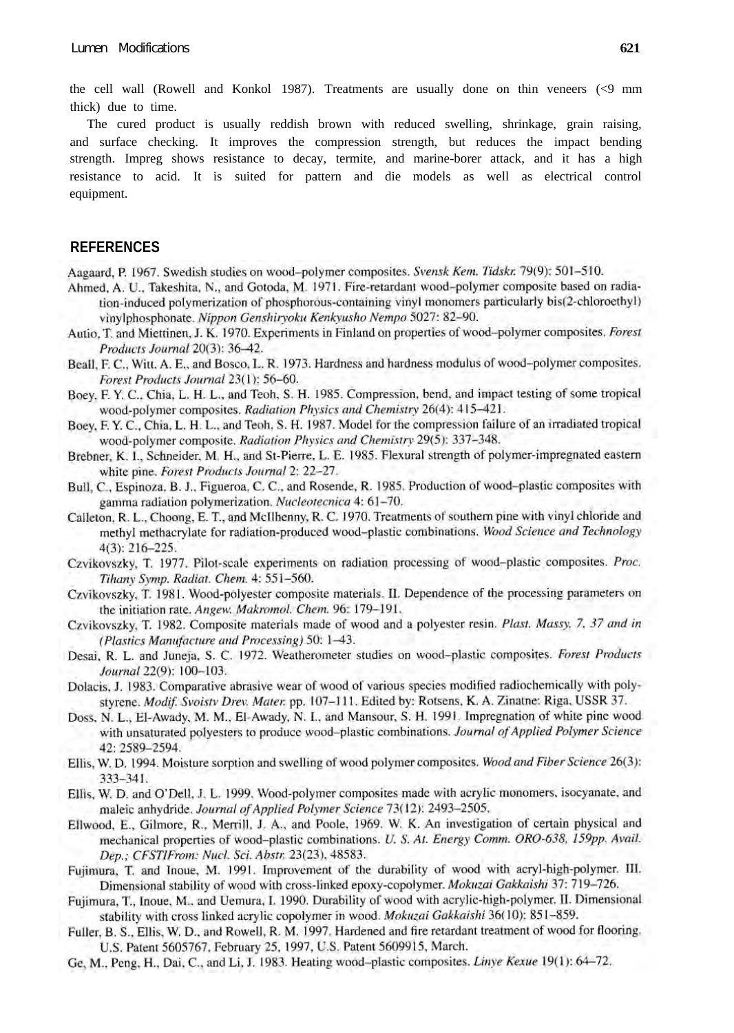the cell wall (Rowell and Konkol 1987). Treatments are usually done on thin veneers (<9 mm thick) due to time.

The cured product is usually reddish brown with reduced swelling, shrinkage, grain raising, and surface checking. It improves the compression strength, but reduces the impact bending strength. Impreg shows resistance to decay, termite, and marine-borer attack, and it has a high resistance to acid. It is suited for pattern and die models as well as electrical control equipment.

## REFERENCES

Aagaard, P. 1967. Swedish studies on wood–polymer composites. *Svensk Kem. Tidskr.* 79(9): 501–510.

Ahmed, A. U., Takeshita, N., and Gotoda, M. 1971. Fire-retardant wood–polymer composite based on radiation-induced polymerization of phosphorous-containing vinyl monomers particularly bis(2-chloroethyl) vinylphosphonate. *Nippon Genshiryoku Kenkyusho Nempo* 5027: 82–90.

Autio, T. and Miettinen, J. K. 1970. Experiments in Finland on properties of wood–polymer composites. *Forest Products Journal* 20(3): 36–42.

Beall, F. C., Witt. A. E., and Bosco, L. R. 1973. Hardness and hardness modulus of wood–polymer composites. *Forest Products Journal* 23(1): 56–60.

Boey, F. Y. C., Chia, L. H. L., and Teoh, S. H. 1985. Compression, bend, and impact testing of some tropical wood-polymer composites. *Radiation Physics and Chemistry* 26(4): 415–421.

Boey, F. Y. C., Chia, L. H. L., and Teoh, S. H. 1987. Model for the compression failure of an irradiated tropical wood-polymer composite. *Radiation Physics and Chemistry* 29(5): 337–348.

Brebner, K. I., Schneider, M. H., and St-Pierre, L. E. 1985. Flexural strength of polymer-impregnated eastern white pine. *Forest Products Journal* 2: 22–27.

Bull, C., Espinoza, B. J., Figueroa, C. C., and Rosende, R. 1985. Production of wood–plastic composites with gamma radiation polymerization. *Nucleotecnica* 4: 61–70.

Calleton, R. L., Choong, E. T., and McIlhenny, R. C. 1970. Treatments of southern pine with vinyl chloride and methyl methacrylate for radiation-produced wood–plastic combinations. *Wood Science and Technology* 4(3): 216–225.

Czvikovszky, T. 1977. Pilot-scale experiments on radiation processing of wood–plastic composites. *Proc. Tihany Symp. Radiat. Chem.* 4: 551–560.

Czvikovszky, T. 1981. Wood-polyester composite materials. II. Dependence of the processing parameters on the initiation rate. *Angew. Makromol. Chem.* 96: 179–191.

Czvikovszky, T. 1982. Composite materials made of wood and a polyester resin. *Plast. Massy. 7, 37 and in (Plastics Manufacture and Processing)* 50: 1–43.

Desai, R. L. and Juneja, S. C. 1972. Weatherometer studies on wood–plastic composites. *Forest Products Journal* 22(9): 100–103.

Dolacis, J. 1983. Comparative abrasive wear of wood of various species modified radiochemically with polystyrene. *Modif. Svoistv Drev. Mater.* pp. 107–111. Edited by: Rotsens, K. A. Zinatne: Riga, USSR 37.

Doss, N. L., El-Awady, M. M., El-Awady, N. I., and Mansour, S. H. 1991. Impregnation of white pine wood with unsaturated polyesters to produce wood–plastic combinations. *Journal of Applied Polymer Science* 42: 2589–2594.

Ellis, W. D. 1994. Moisture sorption and swelling of wood polymer composites. *Wood and Fiber Science* 26(3): 333–341.

Ellis, W. D. and O'Dell, J. L. 1999. Wood-polymer composites made with acrylic monomers, isocyanate, and maleic anhydride. *Journal of Applied Polymer Science* 73(12): 2493–2505.

Ellwood, E., Gilmore, R., Merrill, J. A., and Poole, 1969. W. K. An investigation of certain physical and mechanical properties of wood–plastic combinations. *U. S. At. Energy Comm. ORO-638, 159pp. Avail. Dep.; CFSTIFrom: Nucl. Sci. Abstr.* 23(23), 48583.

Fujimura, T. and Inoue, M. 1991. Improvement of the durability of wood with acryl-high-polymer. III. Dimensional stability of wood with cross-linked epoxy-copolymer. *Mokuzai Gakkaishi* 37: 719–726.

Fujimura, T., Inoue, M., and Uemura, I. 1990. Durability of wood with acrylic-high-polymer. II. Dimensional stability with cross linked acrylic copolymer in wood. *Mokuzai Gakkaishi* 36(10): 851–859.

Fuller, B. S., Ellis, W. D., and Rowell, R. M. 1997. Hardened and fire retardant treatment of wood for flooring. U.S. Patent 5605767, February 25, 1997, U.S. Patent 5609915, March.

Ge, M., Peng, H., Dai, C., and Li, J. 1983. Heating wood–plastic composites. *Linye Kexue* 19(1): 64–72.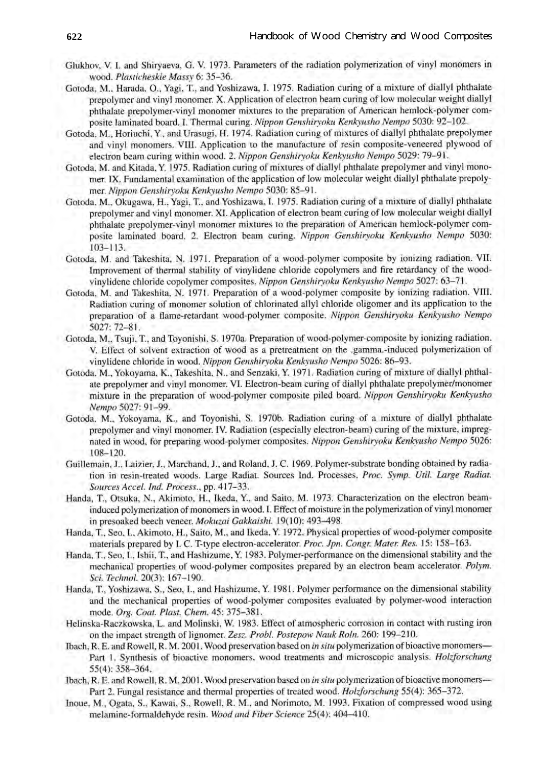Glukhov, V. I. and Shiryaeva, G. V. 1973. Parameters of the radiation polymerization of vinyl monomers in wood. *Plasticheskie Massy* 6: 35–36.

Gotoda, M., Harada, O., Yagi, T., and Yoshizawa, I. 1975. Radiation curing of a mixture of diallyl phthalate prepolymer and vinyl monomer. X. Application of electron beam curing of low molecular weight diallyl phthalate prepolymer-vinyl monomer mixtures to the preparation of American hemlock-polymer composite laminated board. I. Thermal curing. *Nippon Genshiryoku Kenkyusho Nempo* 5030: 92–102.

Gotoda, M., Horiuchi, Y., and Urasugi, H. 1974. Radiation curing of mixtures of diallyl phthalate prepolymer and vinyl monomers. VIII. Application to the manufacture of resin composite-veneered plywood of electron beam curing within wood. 2. *Nippon Genshiryoku Kenkyusho Nempo* 5029: 79–91.

Gotoda, M. and Kitada, Y. 1975. Radiation curing of mixtures of diallyl phthalate prepolymer and vinyl monomer. IX. Fundamental examination of the application of low molecular weight diallyl phthalate prepolymer. *Nippon Genshiryoku Kenkyusho Nempo* 5030: 85–91.

Gotoda, M., Okugawa, H., Yagi, T., and Yoshizawa, I. 1975. Radiation curing of a mixture of diallyl phthalate prepolymer and vinyl monomer. XI. Application of electron beam curing of low molecular weight diallyl phthalate prepolymer-vinyl monomer mixtures to the preparation of American hemlock-polymer composite laminated board. 2. Electron beam curing. *Nippon Genshiryoku Kenkyusho Nempo* 5030: 103–113.

Gotoda, M. and Takeshita, N. 1971. Preparation of a wood-polymer composite by ionizing radiation. VII. Improvement of thermal stability of vinylidene chloride copolymers and fire retardancy of the wood-vinylidene chloride copolymer composites. *Nippon Genshiryoku Kenkyusho Nempo* 5027: 63–71.

Gotoda, M. and Takeshita, N. 1971. Preparation of a wood-polymer composite by ionizing radiation. VIII. Radiation curing of monomer solution of chlorinated allyl chloride oligomer and its application to the preparation of a flame-retardant wood-polymer composite. *Nippon Genshiryoku Kenkyusho Nempo* 5027: 72–81.

Gotoda, M., Tsuji, T., and Toyonishi, S. 1970a. Preparation of wood-polymer-composite by ionizing radiation. V. Effect of solvent extraction of wood as a pretreatment on the .gamma.-induced polymerization of vinylidene chloride in wood. *Nippon Genshiryoku Kenkyusho Nempo* 5026: 86–93.

Gotoda, M., Yokoyama, K., Takeshita, N., and Senzaki, Y. 1971. Radiation curing of mixture of diallyl phthalate prepolymer and vinyl monomer. VI. Electron-beam curing of diallyl phthalate prepolymer/monomer mixture in the preparation of wood-polymer composite piled board. *Nippon Genshiryoku Kenkyusho Nempo* 5027: 91–99.

Gotoda, M., Yokoyama, K., and Toyonishi, S. 1970b. Radiation curing of a mixture of diallyl phthalate prepolymer and vinyl monomer. IV. Radiation (especially electron-beam) curing of the mixture, impregnated in wood, for preparing wood-polymer composites. *Nippon Genshiryoku Kenkyusho Nempo* 5026: 108–120.

Guillemain, J., Laizier, J., Marchand, J., and Roland, J. C. 1969. Polymer-substrate bonding obtained by radiation in resin-treated woods. Large Radiat. Sources Ind. Processes, *Proc. Symp. Util. Large Radiat. Sources Accel. Ind. Process.*, pp. 417–33.

Handa, T., Otsuka, N., Akimoto, H., Ikeda, Y., and Saito, M. 1973. Characterization on the electron beam-induced polymerization of monomers in wood. I. Effect of moisture in the polymerization of vinyl monomer in presoaked beech veneer. *Mokuzai Gakkaishi.* 19(10): 493–498.

Handa, T., Seo, I., Akimoto, H., Saito, M., and Ikeda, Y. 1972. Physical properties of wood-polymer composite materials prepared by I. C. T-type electron-accelerator. *Proc. Jpn. Congr. Mater. Res.* 15: 158–163.

Handa, T., Seo, I., Ishii, T., and Hashizume, Y. 1983. Polymer-performance on the dimensional stability and the mechanical properties of wood-polymer composites prepared by an electron beam accelerator. *Polym. Sci. Technol.* 20(3): 167–190.

Handa, T., Yoshizawa, S., Seo, I., and Hashizume, Y. 1981. Polymer performance on the dimensional stability and the mechanical properties of wood-polymer composites evaluated by polymer-wood interaction mode. *Org. Coat. Plast. Chem.* 45: 375–381.

Helinska-Raczkowska, L. and Molinski, W. 1983. Effect of atmospheric corrosion in contact with rusting iron on the impact strength of lignomer. *Zesz. Probl. Postepow Nauk Roln.* 260: 199–210.

Ibach, R. E. and Rowell, R. M. 2001. Wood preservation based on *in situ* polymerization of bioactive monomers—Part 1. Synthesis of bioactive monomers, wood treatments and microscopic analysis. *Holzforschung* 55(4): 358–364.

Ibach, R. E. and Rowell, R. M. 2001. Wood preservation based on *in situ* polymerization of bioactive monomers—Part 2. Fungal resistance and thermal properties of treated wood. *Holzforschung* 55(4): 365–372.

Inoue, M., Ogata, S., Kawai, S., Rowell, R. M., and Norimoto, M. 1993. Fixation of compressed wood using melamine-formaldehyde resin. *Wood and Fiber Science* 25(4): 404–410.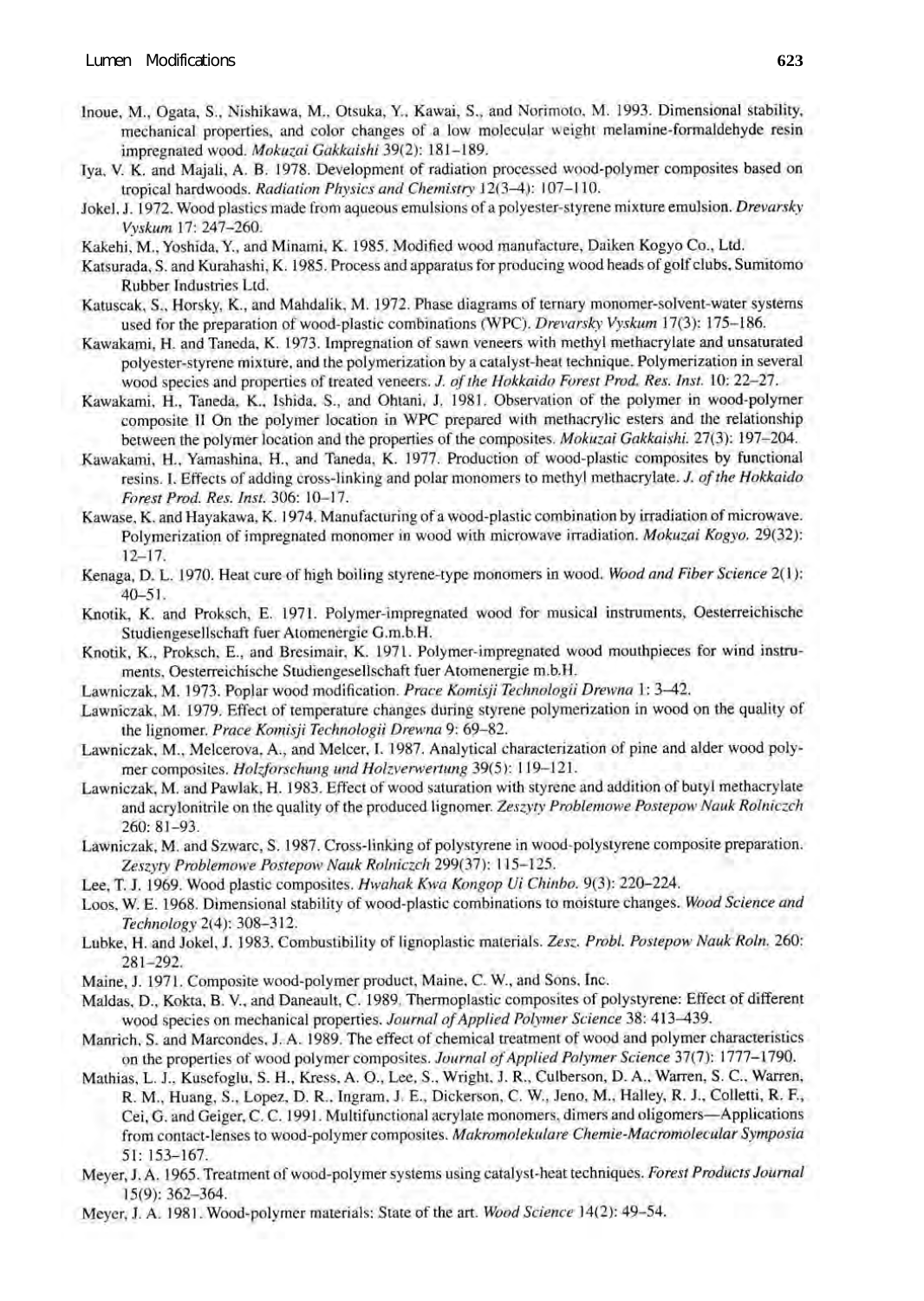Inoue, M., Ogata, S., Nishikawa, M., Otsuka, Y., Kawai, S., and Norimoto, M. 1993. Dimensional stability, mechanical properties, and color changes of a low molecular weight melamine-formaldehyde resin impregnated wood. *Mokuzai Gakkaishi* 39(2): 181–189.

Iya, V. K. and Majali, A. B. 1978. Development of radiation processed wood-polymer composites based on tropical hardwoods. *Radiation Physics and Chemistry* 12(3–4): 107–110.

Jokel, J. 1972. Wood plastics made from aqueous emulsions of a polyester-styrene mixture emulsion. *Drevarsky Vyskum* 17: 247–260.

Kakehi, M., Yoshida, Y., and Minami, K. 1985. Modified wood manufacture, Daiken Kogyo Co., Ltd.

Katsurada, S. and Kurahashi, K. 1985. Process and apparatus for producing wood heads of golf clubs, Sumitomo Rubber Industries Ltd.

Katuscak, S., Horsky, K., and Mahdalik, M. 1972. Phase diagrams of ternary monomer-solvent-water systems used for the preparation of wood-plastic combinations (WPC). *Drevarsky Vyskum* 17(3): 175–186.

Kawakami, H. and Taneda, K. 1973. Impregnation of sawn veneers with methyl methacrylate and unsaturated polyester-styrene mixture, and the polymerization by a catalyst-heat technique. Polymerization in several wood species and properties of treated veneers. *J. of the Hokkaido Forest Prod. Res. Inst.* 10: 22–27.

Kawakami, H., Taneda, K., Ishida, S., and Ohtani, J. 1981. Observation of the polymer in wood-polymer composite II On the polymer location in WPC prepared with methacrylic esters and the relationship between the polymer location and the properties of the composites. *Mokuzai Gakkaishi.* 27(3): 197–204.

Kawakami, H., Yamashina, H., and Taneda, K. 1977. Production of wood-plastic composites by functional resins. I. Effects of adding cross-linking and polar monomers to methyl methacrylate. *J. of the Hokkaido Forest Prod. Res. Inst.* 306: 10–17.

Kawase, K. and Hayakawa, K. 1974. Manufacturing of a wood-plastic combination by irradiation of microwave. Polymerization of impregnated monomer in wood with microwave irradiation. *Mokuzai Kogyo.* 29(32): 12–17.

Kenaga, D. L. 1970. Heat cure of high boiling styrene-type monomers in wood. *Wood and Fiber Science* 2(1): 40–51.

Knotik, K. and Proksch, E. 1971. Polymer-impregnated wood for musical instruments, Oesterreichische Studiengesellschaft fuer Atomenergie G.m.b.H.

Knotik, K., Proksch, E., and Bresimair, K. 1971. Polymer-impregnated wood mouthpieces for wind instruments, Oesterreichische Studiengesellschaft fuer Atomenergie m.b.H.

Lawniczak, M. 1973. Poplar wood modification. *Prace Komisji Technologii Drewna* 1: 3–42.

Lawniczak, M. 1979. Effect of temperature changes during styrene polymerization in wood on the quality of the lignomer. *Prace Komisji Technologii Drewna* 9: 69–82.

Lawniczak, M., Melcerova, A., and Melcer, I. 1987. Analytical characterization of pine and alder wood polymer composites. *Holzforschung und Holzverwertung* 39(5): 119–121.

Lawniczak, M. and Pawlak, H. 1983. Effect of wood saturation with styrene and addition of butyl methacrylate and acrylonitrile on the quality of the produced lignomer. *Zeszyty Problemowe Postepow Nauk Rolniczch* 260: 81–93.

Lawniczak, M. and Szwarc, S. 1987. Cross-linking of polystyrene in wood-polystyrene composite preparation. *Zeszyty Problemowe Postepow Nauk Rolniczch* 299(37): 115–125.

Lee, T. J. 1969. Wood plastic composites. *Hwahak Kwa Kongop Ui Chinbo.* 9(3): 220–224.

Loos, W. E. 1968. Dimensional stability of wood-plastic combinations to moisture changes. *Wood Science and Technology* 2(4): 308–312.

Lubke, H. and Jokel, J. 1983. Combustibility of lignoplastic materials. *Zesz. Probl. Postepow Nauk Roln.* 260: 281–292.

Maine, J. 1971. Composite wood-polymer product, Maine, C. W., and Sons, Inc.

Maldas, D., Kokta, B. V., and Daneault, C. 1989. Thermoplastic composites of polystyrene: Effect of different wood species on mechanical properties. *Journal of Applied Polymer Science* 38: 413–439.

Manrich, S. and Marcondes, J. A. 1989. The effect of chemical treatment of wood and polymer characteristics on the properties of wood polymer composites. *Journal of Applied Polymer Science* 37(7): 1777–1790.

Mathias, L. J., Kusefoglu, S. H., Kress, A. O., Lee, S., Wright, J. R., Culberson, D. A., Warren, S. C., Warren, R. M., Huang, S., Lopez, D. R., Ingram, J. E., Dickerson, C. W., Jeno, M., Halley, R. J., Colletti, R. F., Cei, G. and Geiger, C. C. 1991. Multifunctional acrylate monomers, dimers and oligomers—Applications from contact-lenses to wood-polymer composites. *Makromolekulare Chemie-Macromolecular Symposia* 51: 153–167.

Meyer, J. A. 1965. Treatment of wood-polymer systems using catalyst-heat techniques. *Forest Products Journal* 15(9): 362–364.

Meyer, J. A. 1981. Wood-polymer materials: State of the art. *Wood Science* 14(2): 49–54.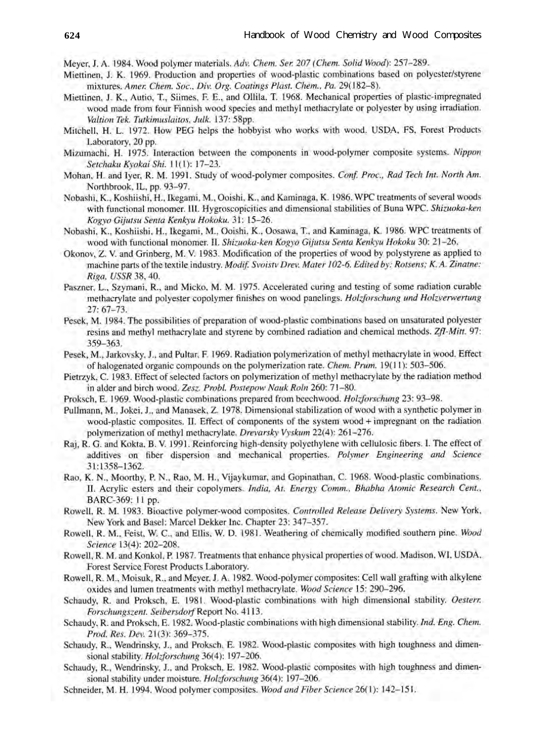Meyer, J. A. 1984. Wood polymer materials. *Adv. Chem. Ser. 207 (Chem. Solid Wood)*: 257–289.

Miettinen, J. K. 1969. Production and properties of wood-plastic combinations based on polyester/styrene mixtures. *Amer. Chem. Soc., Div. Org. Coatings Plast. Chem., Pa.* 29(182–8).

Miettinen, J. K., Autio, T., Siimes, F. E., and Ollila, T. 1968. Mechanical properties of plastic-impregnated wood made from four Finnish wood species and methyl methacrylate or polyester by using irradiation. *Valtion Tek. Tutkimuslaitos, Julk.* 137: 58pp.

Mitchell, H. L. 1972. How PEG helps the hobbyist who works with wood. USDA, FS, Forest Products Laboratory, 20 pp.

Mizumachi, H. 1975. Interaction between the components in wood-polymer composite systems. *Nippon Setchaku Kyokai Shi.* 11(1): 17–23.

Mohan, H. and Iyer, R. M. 1991. Study of wood-polymer composites. *Conf. Proc., Rad Tech Int. North Am.* Northbrook, IL, pp. 93–97.

Nobashi, K., Koshiishi, H., Ikegami, M., Ooishi, K., and Kaminaga, K. 1986. WPC treatments of several woods with functional monomer. III. Hygroscopicities and dimensional stabilities of Buna WPC. *Shizuoka-ken Kogyo Gijutsu Senta Kenkyu Hokoku.* 31: 15–26.

Nobashi, K., Koshiishi, H., Ikegami, M., Ooishi, K., Oosawa, T., and Kaminaga, K. 1986. WPC treatments of wood with functional monomer. II. *Shizuoka-ken Kogyo Gijutsu Senta Kenkyu Hokoku* 30: 21–26.

Okonov, Z. V. and Grinberg, M. V. 1983. Modification of the properties of wood by polystyrene as applied to machine parts of the textile industry. *Modif. Svoistv Drev. Mater 102-6. Edited by: Rotsens; K. A. Zinatne: Riga, USSR* 38, 40.

Paszner, L., Szymani, R., and Micko, M. M. 1975. Accelerated curing and testing of some radiation curable methacrylate and polyester copolymer finishes on wood panelings. *Holzforschung und Holzverwertung* 27: 67–73.

Pesek, M. 1984. The possibilities of preparation of wood-plastic combinations based on unsaturated polyester resins and methyl methacrylate and styrene by combined radiation and chemical methods. *ZfI-Mitt.* 97: 359–363.

Pesek, M., Jarkovsky, J., and Pultar, F. 1969. Radiation polymerization of methyl methacrylate in wood. Effect of halogenated organic compounds on the polymerization rate. *Chem. Prum.* 19(11): 503–506.

Pietrzyk, C. 1983. Effect of selected factors on polymerization of methyl methacrylate by the radiation method in alder and birch wood. *Zesz. Probl. Postepow Nauk Roln* 260: 71–80.

Proksch, E. 1969. Wood-plastic combinations prepared from beechwood. *Holzforschung* 23: 93–98.

Pullmann, M., Jokei, J., and Manasek, Z. 1978. Dimensional stabilization of wood with a synthetic polymer in wood-plastic composites. II. Effect of components of the system wood + impregnant on the radiation polymerization of methyl methacrylate. *Drevarsky Vyskum* 22(4): 261–276.

Raj, R. G. and Kokta, B. V. 1991. Reinforcing high-density polyethylene with cellulosic fibers. I. The effect of additives on fiber dispersion and mechanical properties. *Polymer Engineering and Science* 31:1358–1362.

Rao, K. N., Moorthy, P. N., Rao, M. H., Vijaykumar, and Gopinathan, C. 1968. Wood-plastic combinations. II. Acrylic esters and their copolymers. *India, At. Energy Comm., Bhabha Atomic Research Cent.*, BARC-369: 11 pp.

Rowell, R. M. 1983. Bioactive polymer-wood composites. *Controlled Release Delivery Systems*. New York, New York and Basel: Marcel Dekker Inc. Chapter 23: 347–357.

Rowell, R. M., Feist, W. C., and Ellis, W. D. 1981. Weathering of chemically modified southern pine. *Wood Science* 13(4): 202–208.

Rowell, R. M. and Konkol, P. 1987. Treatments that enhance physical properties of wood. Madison, WI, USDA, Forest Service Forest Products Laboratory.

Rowell, R. M., Moisuk, R., and Meyer, J. A. 1982. Wood-polymer composites: Cell wall grafting with alkylene oxides and lumen treatments with methyl methacrylate. *Wood Science* 15: 290–296.

Schaudy, R. and Proksch, E. 1981. Wood-plastic combinations with high dimensional stability. *Oesterr. Forschungszent. Seibersdorf* Report No. 4113.

Schaudy, R. and Proksch, E. 1982. Wood-plastic combinations with high dimensional stability. *Ind. Eng. Chem. Prod. Res. Dev.* 21(3): 369–375.

Schaudy, R., Wendrinsky, J., and Proksch, E. 1982. Wood-plastic composites with high toughness and dimensional stability. *Holzforschung* 36(4): 197–206.

Schaudy, R., Wendrinsky, J., and Proksch, E. 1982. Wood-plastic composites with high toughness and dimensional stability under moisture. *Holzforschung* 36(4): 197–206.

Schneider, M. H. 1994. Wood polymer composites. *Wood and Fiber Science* 26(1): 142–151.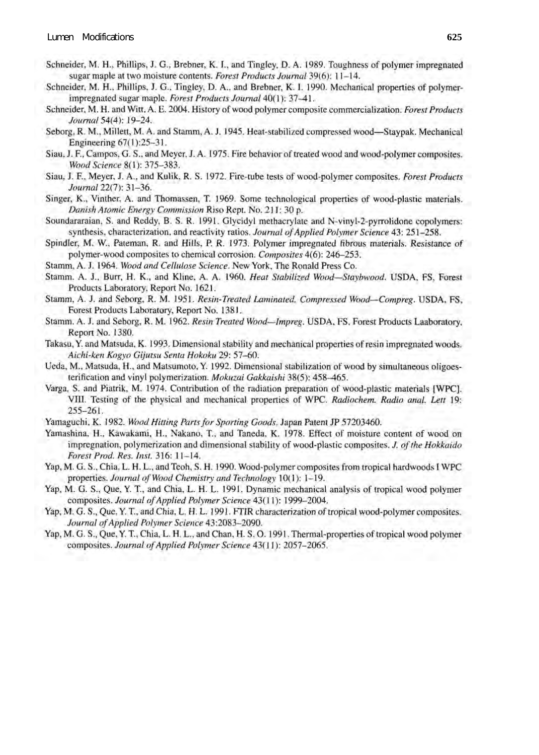Schneider, M. H., Phillips, J. G., Brebner, K. I., and Tingley, D. A. 1989. Toughness of polymer impregnated sugar maple at two moisture contents. *Forest Products Journal* 39(6): 11–14.

Schneider, M. H., Phillips, J. G., Tingley, D. A., and Brebner, K. I. 1990. Mechanical properties of polymer-impregnated sugar maple. *Forest Products Journal* 40(1): 37–41.

Schneider, M. H. and Witt, A. E. 2004. History of wood polymer composite commercialization. *Forest Products Journal* 54(4): 19–24.

Seborg, R. M., Millett, M. A. and Stamm, A. J. 1945. Heat-stabilized compressed wood—Staypak. Mechanical Engineering 67(1):25–31.

Siau, J. F., Campos, G. S., and Meyer, J. A. 1975. Fire behavior of treated wood and wood-polymer composites. *Wood Science* 8(1): 375–383.

Siau, J. F., Meyer, J. A., and Kulik, R. S. 1972. Fire-tube tests of wood-polymer composites. *Forest Products Journal* 22(7): 31–36.

Singer, K., Vinther, A. and Thomassen, T. 1969. Some technological properties of wood-plastic materials. *Danish Atomic Energy Commission* Riso Rept. No. 211: 30 p.

Soundararaian, S. and Reddy, B. S. R. 1991. Glycidyl methacrylate and N-vinyl-2-pyrrolidone copolymers: synthesis, characterization, and reactivity ratios. *Journal of Applied Polymer Science* 43: 251–258.

Spindler, M. W., Pateman, R. and Hills, P. R. 1973. Polymer impregnated fibrous materials. Resistance of polymer-wood composites to chemical corrosion. *Composites* 4(6): 246–253.

Stamm, A. J. 1964. *Wood and Cellulose Science*. New York, The Ronald Press Co.

Stamm, A. J., Burr, H. K., and Kline, A. A. 1960. *Heat Stabilized Wood—Staybwood*. USDA, FS, Forest Products Laboratory, Report No. 1621.

Stamm, A. J. and Seborg, R. M. 1951. *Resin-Treated Laminated, Compressed Wood—Compreg*. USDA, FS, Forest Products Laboratory, Report No. 1381.

Stamm, A. J. and Seborg, R. M. 1962. *Resin Treated Wood—Impreg*. USDA, FS, Forest Products Laaboratory, Report No. 1380.

Takasu, Y. and Matsuda, K. 1993. Dimensional stability and mechanical properties of resin impregnated woods. *Aichi-ken Kogyo Gijutsu Senta Hokoku* 29: 57–60.

Ueda, M., Matsuda, H., and Matsumoto, Y. 1992. Dimensional stabilization of wood by simultaneous oligoesterification and vinyl polymerization. *Mokuzai Gakkaishi* 38(5): 458–465.

Varga, S. and Piatrik, M. 1974. Contribution of the radiation preparation of wood-plastic materials [WPC]. VIII. Testing of the physical and mechanical properties of WPC. *Radiochem. Radio anal. Lett* 19: 255–261.

Yamaguchi, K. 1982. *Wood Hitting Parts for Sporting Goods*. Japan Patent JP 57203460.

Yamashina, H., Kawakami, H., Nakano, T., and Taneda, K. 1978. Effect of moisture content of wood on impregnation, polymerization and dimensional stability of wood-plastic composites. *J. of the Hokkaido Forest Prod. Res. Inst.* 316: 11–14.

Yap, M. G. S., Chia, L. H. L., and Teoh, S. H. 1990. Wood-polymer composites from tropical hardwoods I WPC properties. *Journal of Wood Chemistry and Technology* 10(1): 1–19.

Yap, M. G. S., Que, Y. T., and Chia, L. H. L. 1991. Dynamic mechanical analysis of tropical wood polymer composites. *Journal of Applied Polymer Science* 43(11): 1999–2004.

Yap, M. G. S., Que, Y. T., and Chia, L. H. L. 1991. FTIR characterization of tropical wood-polymer composites. *Journal of Applied Polymer Science* 43:2083–2090.

Yap, M. G. S., Que, Y. T., Chia, L. H. L., and Chan, H. S. O. 1991. Thermal-properties of tropical wood polymer composites. *Journal of Applied Polymer Science* 43(11): 2057–2065.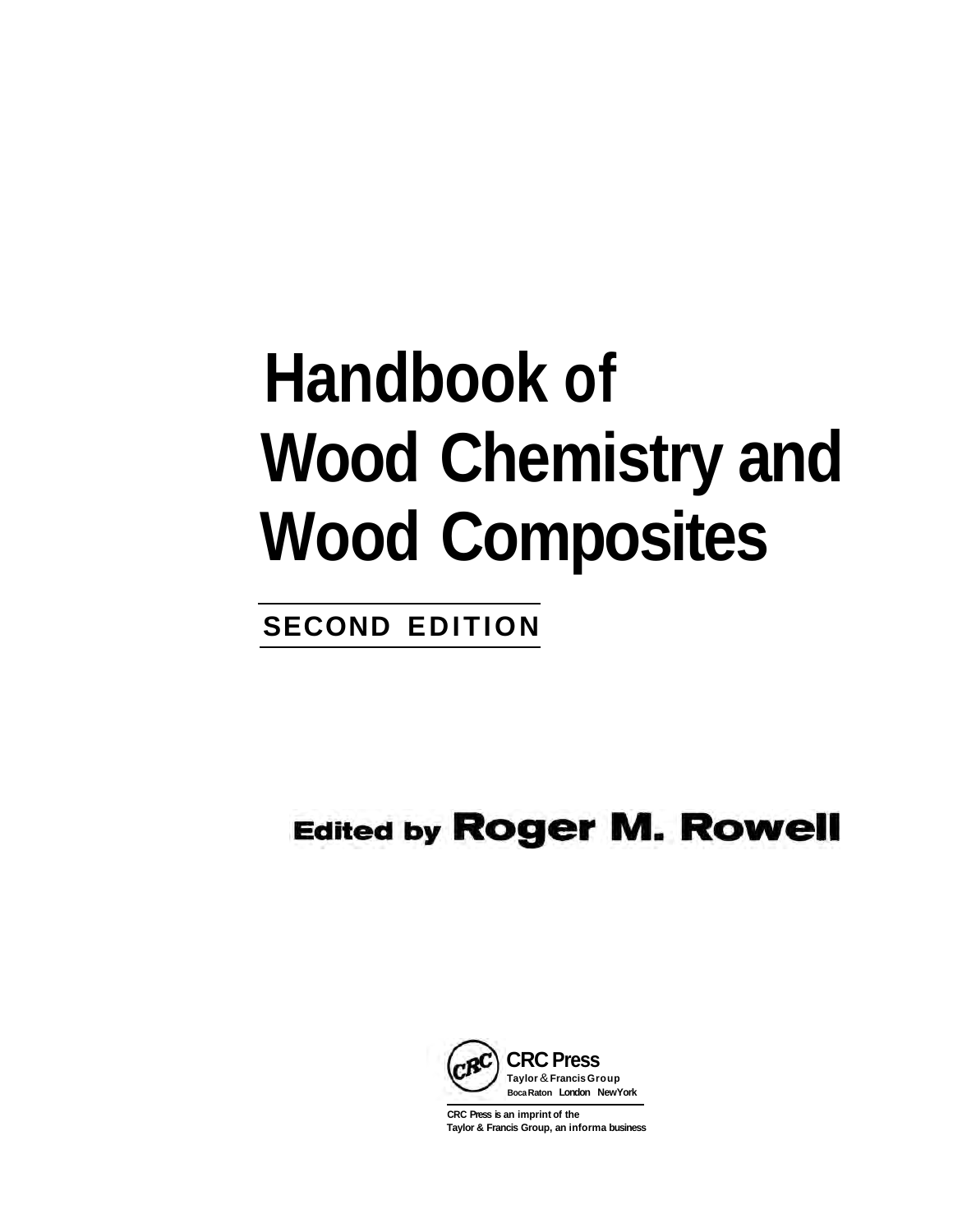# Handbook of Wood Chemistry and Wood Composites

**SECOND EDITION**

**Edited by Roger M. Rowell**

**CRC Press**
Taylor & Francis Group
Boca Raton London New York

CRC Press is an imprint of the
Taylor & Francis Group, an informa business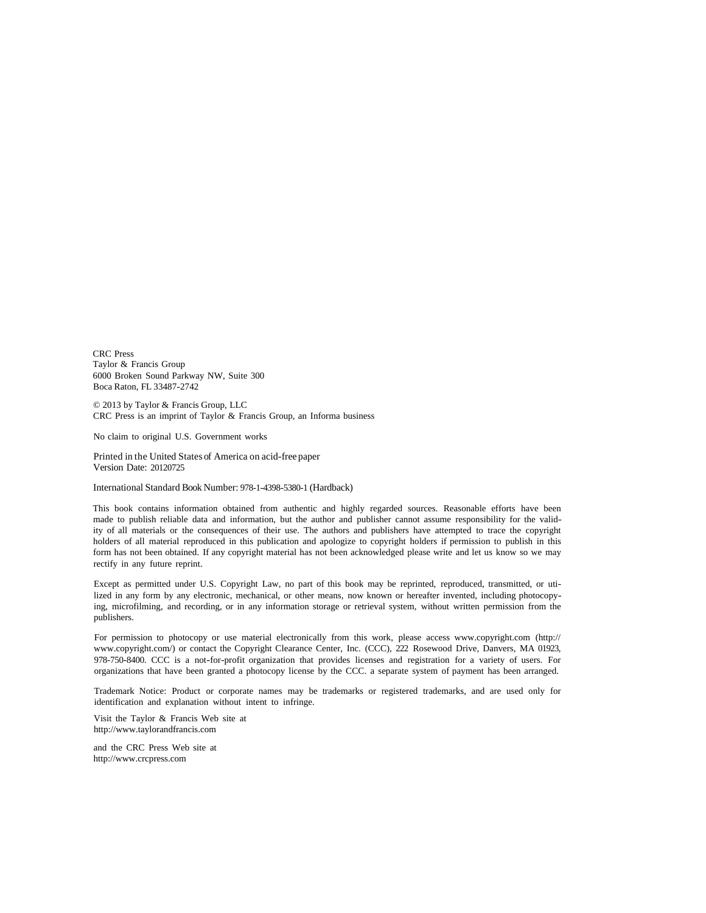CRC Press
Taylor & Francis Group
6000 Broken Sound Parkway NW, Suite 300
Boca Raton, FL 33487-2742

© 2013 by Taylor & Francis Group, LLC
CRC Press is an imprint of Taylor & Francis Group, an Informa business

No claim to original U.S. Government works

Printed in the United States of America on acid-free paper
Version Date: 20120725

International Standard Book Number: 978-1-4398-5380-1 (Hardback)

This book contains information obtained from authentic and highly regarded sources. Reasonable efforts have been made to publish reliable data and information, but the author and publisher cannot assume responsibility for the validity of all materials or the consequences of their use. The authors and publishers have attempted to trace the copyright holders of all material reproduced in this publication and apologize to copyright holders if permission to publish in this form has not been obtained. If any copyright material has not been acknowledged please write and let us know so we may rectify in any future reprint.

Except as permitted under U.S. Copyright Law, no part of this book may be reprinted, reproduced, transmitted, or utilized in any form by any electronic, mechanical, or other means, now known or hereafter invented, including photocopying, microfilming, and recording, or in any information storage or retrieval system, without written permission from the publishers.

For permission to photocopy or use material electronically from this work, please access www.copyright.com (http://www.copyright.com/) or contact the Copyright Clearance Center, Inc. (CCC), 222 Rosewood Drive, Danvers, MA 01923, 978-750-8400. CCC is a not-for-profit organization that provides licenses and registration for a variety of users. For organizations that have been granted a photocopy license by the CCC. a separate system of payment has been arranged.

Trademark Notice: Product or corporate names may be trademarks or registered trademarks, and are used only for identification and explanation without intent to infringe.

Visit the Taylor & Francis Web site at
http://www.taylorandfrancis.com

and the CRC Press Web site at
http://www.crcpress.com